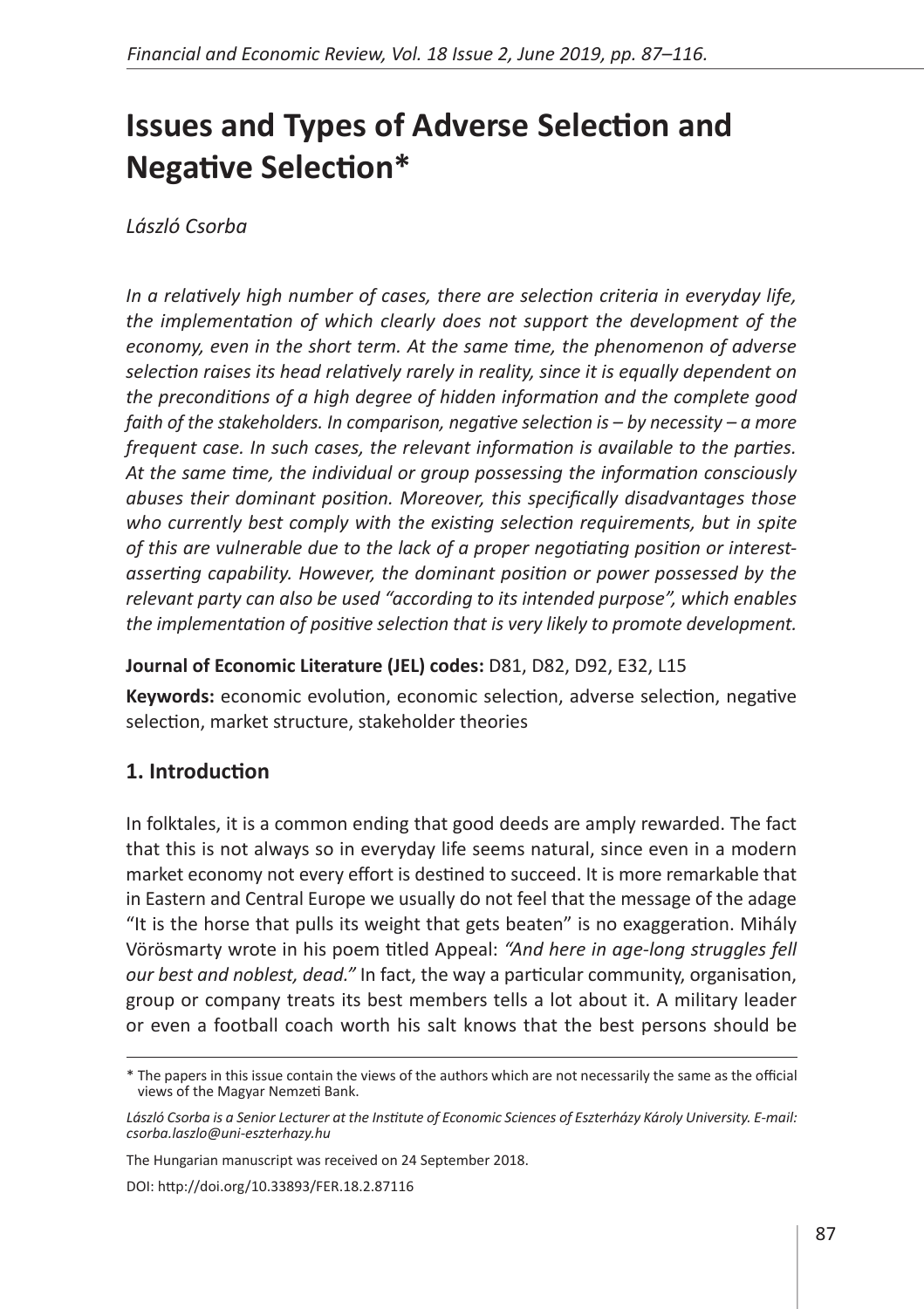# Issues and Types of Adverse Selection and Negative Selection*

*László Csorba*

*In a relatively high number of cases, there are selection criteria in everyday life, the implementation of which clearly does not support the development of the economy, even in the short term. At the same time, the phenomenon of adverse selection raises its head relatively rarely in reality, since it is equally dependent on the preconditions of a high degree of hidden information and the complete good faith of the stakeholders. In comparison, negative selection is – by necessity – a more frequent case. In such cases, the relevant information is available to the parties. At the same time, the individual or group possessing the information consciously abuses their dominant position. Moreover, this specifically disadvantages those who currently best comply with the existing selection requirements, but in spite of this are vulnerable due to the lack of a proper negotiating position or interest-asserting capability. However, the dominant position or power possessed by the relevant party can also be used "according to its intended purpose", which enables the implementation of positive selection that is very likely to promote development.*

**Journal of Economic Literature (JEL) codes:** D81, D82, D92, E32, L15

**Keywords:** economic evolution, economic selection, adverse selection, negative selection, market structure, stakeholder theories

## 1. Introduction

In folktales, it is a common ending that good deeds are amply rewarded. The fact that this is not always so in everyday life seems natural, since even in a modern market economy not every effort is destined to succeed. It is more remarkable that in Eastern and Central Europe we usually do not feel that the message of the adage "It is the horse that pulls its weight that gets beaten" is no exaggeration. Mihály Vörösmarty wrote in his poem titled Appeal: *"And here in age-long struggles fell our best and noblest, dead."* In fact, the way a particular community, organisation, group or company treats its best members tells a lot about it. A military leader or even a football coach worth his salt knows that the best persons should be

---

\* The papers in this issue contain the views of the authors which are not necessarily the same as the official views of the Magyar Nemzeti Bank.

*László Csorba is a Senior Lecturer at the Institute of Economic Sciences of Eszterházy Károly University. E-mail: csorba.laszlo@uni-eszterhazy.hu*

The Hungarian manuscript was received on 24 September 2018.

DOI: http://doi.org/10.33893/FER.18.2.87116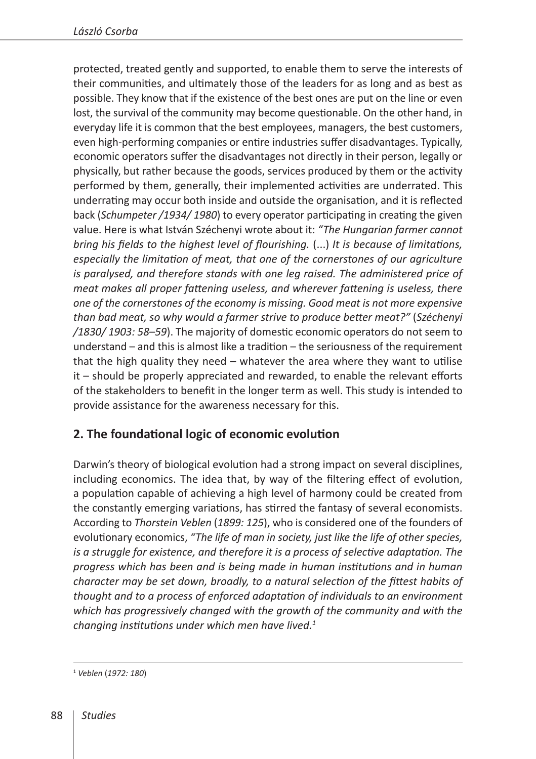protected, treated gently and supported, to enable them to serve the interests of their communities, and ultimately those of the leaders for as long and as best as possible. They know that if the existence of the best ones are put on the line or even lost, the survival of the community may become questionable. On the other hand, in everyday life it is common that the best employees, managers, the best customers, even high-performing companies or entire industries suffer disadvantages. Typically, economic operators suffer the disadvantages not directly in their person, legally or physically, but rather because the goods, services produced by them or the activity performed by them, generally, their implemented activities are underrated. This underrating may occur both inside and outside the organisation, and it is reflected back (*Schumpeter /1934/ 1980*) to every operator participating in creating the given value. Here is what István Széchenyi wrote about it: *"The Hungarian farmer cannot bring his fields to the highest level of flourishing.* (...) *It is because of limitations, especially the limitation of meat, that one of the cornerstones of our agriculture is paralysed, and therefore stands with one leg raised. The administered price of meat makes all proper fattening useless, and wherever fattening is useless, there one of the cornerstones of the economy is missing. Good meat is not more expensive than bad meat, so why would a farmer strive to produce better meat?"* (*Széchenyi /1830/ 1903: 58–59*). The majority of domestic economic operators do not seem to understand – and this is almost like a tradition – the seriousness of the requirement that the high quality they need – whatever the area where they want to utilise it – should be properly appreciated and rewarded, to enable the relevant efforts of the stakeholders to benefit in the longer term as well. This study is intended to provide assistance for the awareness necessary for this.

## 2. The foundational logic of economic evolution

Darwin's theory of biological evolution had a strong impact on several disciplines, including economics. The idea that, by way of the filtering effect of evolution, a population capable of achieving a high level of harmony could be created from the constantly emerging variations, has stirred the fantasy of several economists. According to *Thorstein Veblen* (*1899: 125*), who is considered one of the founders of evolutionary economics, *"The life of man in society, just like the life of other species, is a struggle for existence, and therefore it is a process of selective adaptation. The progress which has been and is being made in human institutions and in human character may be set down, broadly, to a natural selection of the fittest habits of thought and to a process of enforced adaptation of individuals to an environment which has progressively changed with the growth of the community and with the changing institutions under which men have lived.*[1]

[1] *Veblen* (*1972: 180*)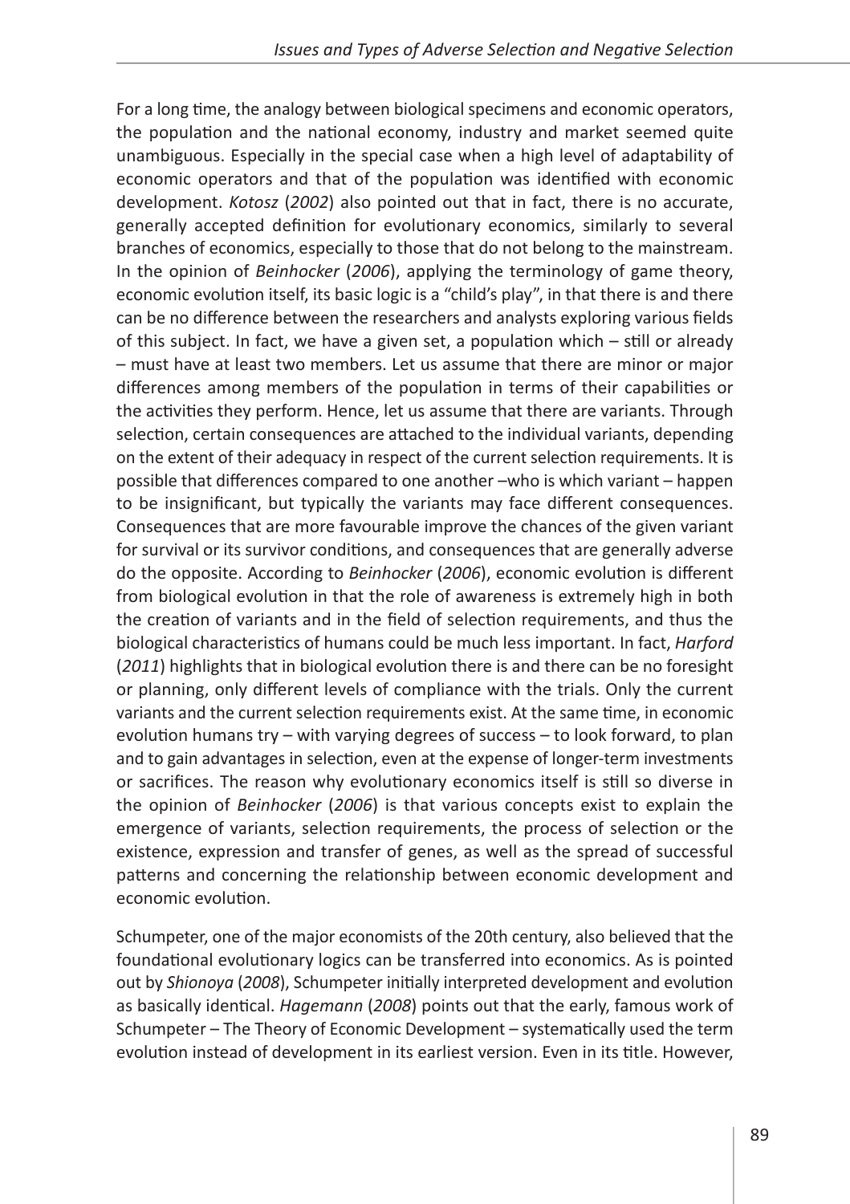For a long time, the analogy between biological specimens and economic operators, the population and the national economy, industry and market seemed quite unambiguous. Especially in the special case when a high level of adaptability of economic operators and that of the population was identified with economic development. *Kotosz* (*2002*) also pointed out that in fact, there is no accurate, generally accepted definition for evolutionary economics, similarly to several branches of economics, especially to those that do not belong to the mainstream. In the opinion of *Beinhocker* (*2006*), applying the terminology of game theory, economic evolution itself, its basic logic is a "child's play", in that there is and there can be no difference between the researchers and analysts exploring various fields of this subject. In fact, we have a given set, a population which – still or already – must have at least two members. Let us assume that there are minor or major differences among members of the population in terms of their capabilities or the activities they perform. Hence, let us assume that there are variants. Through selection, certain consequences are attached to the individual variants, depending on the extent of their adequacy in respect of the current selection requirements. It is possible that differences compared to one another –who is which variant – happen to be insignificant, but typically the variants may face different consequences. Consequences that are more favourable improve the chances of the given variant for survival or its survivor conditions, and consequences that are generally adverse do the opposite. According to *Beinhocker* (*2006*), economic evolution is different from biological evolution in that the role of awareness is extremely high in both the creation of variants and in the field of selection requirements, and thus the biological characteristics of humans could be much less important. In fact, *Harford* (*2011*) highlights that in biological evolution there is and there can be no foresight or planning, only different levels of compliance with the trials. Only the current variants and the current selection requirements exist. At the same time, in economic evolution humans try – with varying degrees of success – to look forward, to plan and to gain advantages in selection, even at the expense of longer-term investments or sacrifices. The reason why evolutionary economics itself is still so diverse in the opinion of *Beinhocker* (*2006*) is that various concepts exist to explain the emergence of variants, selection requirements, the process of selection or the existence, expression and transfer of genes, as well as the spread of successful patterns and concerning the relationship between economic development and economic evolution.

Schumpeter, one of the major economists of the 20th century, also believed that the foundational evolutionary logics can be transferred into economics. As is pointed out by *Shionoya* (*2008*), Schumpeter initially interpreted development and evolution as basically identical. *Hagemann* (*2008*) points out that the early, famous work of Schumpeter – The Theory of Economic Development – systematically used the term evolution instead of development in its earliest version. Even in its title. However,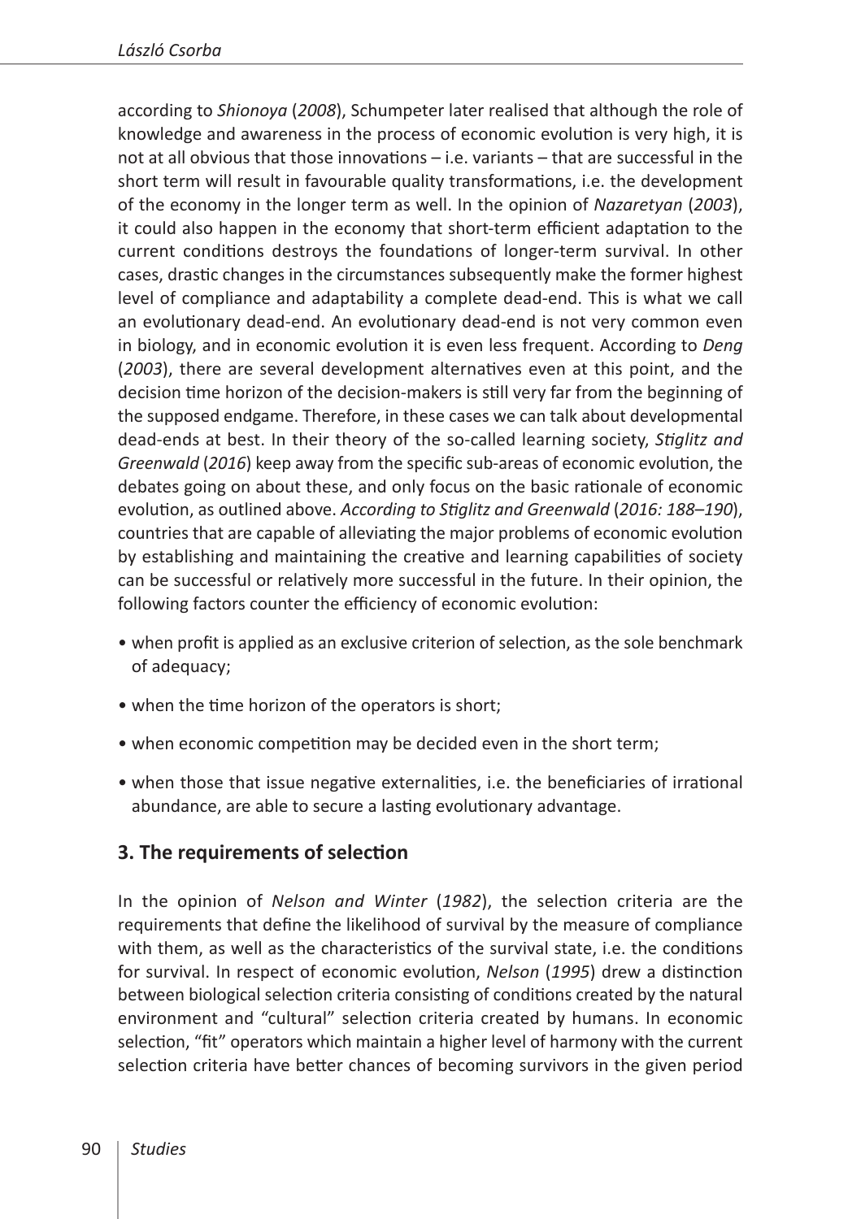according to *Shionoya* (*2008*), Schumpeter later realised that although the role of knowledge and awareness in the process of economic evolution is very high, it is not at all obvious that those innovations – i.e. variants – that are successful in the short term will result in favourable quality transformations, i.e. the development of the economy in the longer term as well. In the opinion of *Nazaretyan* (*2003*), it could also happen in the economy that short-term efficient adaptation to the current conditions destroys the foundations of longer-term survival. In other cases, drastic changes in the circumstances subsequently make the former highest level of compliance and adaptability a complete dead-end. This is what we call an evolutionary dead-end. An evolutionary dead-end is not very common even in biology, and in economic evolution it is even less frequent. According to *Deng* (*2003*), there are several development alternatives even at this point, and the decision time horizon of the decision-makers is still very far from the beginning of the supposed endgame. Therefore, in these cases we can talk about developmental dead-ends at best. In their theory of the so-called learning society, *Stiglitz and Greenwald* (*2016*) keep away from the specific sub-areas of economic evolution, the debates going on about these, and only focus on the basic rationale of economic evolution, as outlined above. *According to Stiglitz and Greenwald* (*2016: 188–190*), countries that are capable of alleviating the major problems of economic evolution by establishing and maintaining the creative and learning capabilities of society can be successful or relatively more successful in the future. In their opinion, the following factors counter the efficiency of economic evolution:

- when profit is applied as an exclusive criterion of selection, as the sole benchmark of adequacy;
- when the time horizon of the operators is short;
- when economic competition may be decided even in the short term;
- when those that issue negative externalities, i.e. the beneficiaries of irrational abundance, are able to secure a lasting evolutionary advantage.

## 3. The requirements of selection

In the opinion of *Nelson and Winter* (*1982*), the selection criteria are the requirements that define the likelihood of survival by the measure of compliance with them, as well as the characteristics of the survival state, i.e. the conditions for survival. In respect of economic evolution, *Nelson* (*1995*) drew a distinction between biological selection criteria consisting of conditions created by the natural environment and "cultural" selection criteria created by humans. In economic selection, "fit" operators which maintain a higher level of harmony with the current selection criteria have better chances of becoming survivors in the given period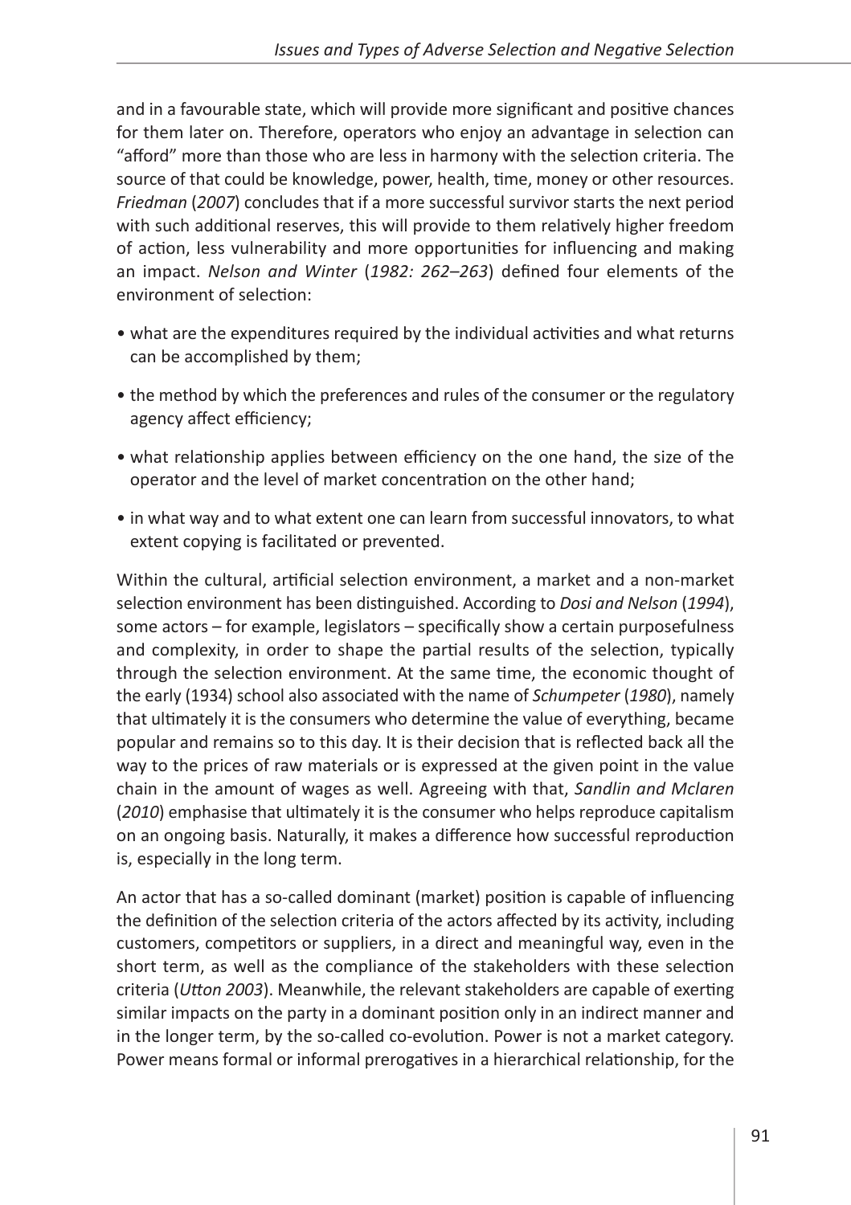and in a favourable state, which will provide more significant and positive chances for them later on. Therefore, operators who enjoy an advantage in selection can "afford" more than those who are less in harmony with the selection criteria. The source of that could be knowledge, power, health, time, money or other resources. *Friedman* (*2007*) concludes that if a more successful survivor starts the next period with such additional reserves, this will provide to them relatively higher freedom of action, less vulnerability and more opportunities for influencing and making an impact. *Nelson and Winter* (*1982: 262–263*) defined four elements of the environment of selection:

- what are the expenditures required by the individual activities and what returns can be accomplished by them;
- the method by which the preferences and rules of the consumer or the regulatory agency affect efficiency;
- what relationship applies between efficiency on the one hand, the size of the operator and the level of market concentration on the other hand;
- in what way and to what extent one can learn from successful innovators, to what extent copying is facilitated or prevented.

Within the cultural, artificial selection environment, a market and a non-market selection environment has been distinguished. According to *Dosi and Nelson* (*1994*), some actors – for example, legislators – specifically show a certain purposefulness and complexity, in order to shape the partial results of the selection, typically through the selection environment. At the same time, the economic thought of the early (1934) school also associated with the name of *Schumpeter* (*1980*), namely that ultimately it is the consumers who determine the value of everything, became popular and remains so to this day. It is their decision that is reflected back all the way to the prices of raw materials or is expressed at the given point in the value chain in the amount of wages as well. Agreeing with that, *Sandlin and Mclaren* (*2010*) emphasise that ultimately it is the consumer who helps reproduce capitalism on an ongoing basis. Naturally, it makes a difference how successful reproduction is, especially in the long term.

An actor that has a so-called dominant (market) position is capable of influencing the definition of the selection criteria of the actors affected by its activity, including customers, competitors or suppliers, in a direct and meaningful way, even in the short term, as well as the compliance of the stakeholders with these selection criteria (*Utton 2003*). Meanwhile, the relevant stakeholders are capable of exerting similar impacts on the party in a dominant position only in an indirect manner and in the longer term, by the so-called co-evolution. Power is not a market category. Power means formal or informal prerogatives in a hierarchical relationship, for the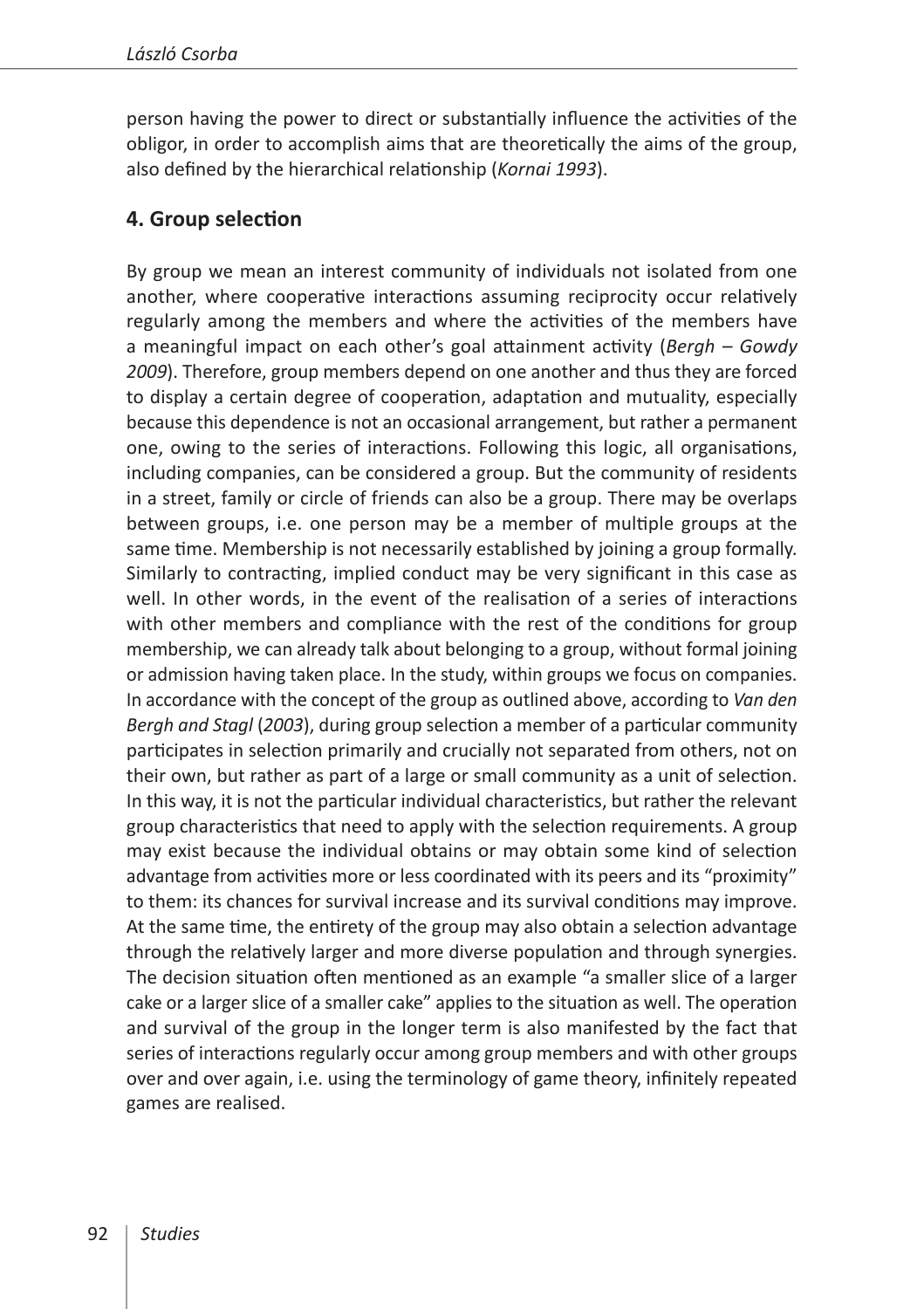person having the power to direct or substantially influence the activities of the obligor, in order to accomplish aims that are theoretically the aims of the group, also defined by the hierarchical relationship (*Kornai 1993*).

## 4. Group selection

By group we mean an interest community of individuals not isolated from one another, where cooperative interactions assuming reciprocity occur relatively regularly among the members and where the activities of the members have a meaningful impact on each other's goal attainment activity (*Bergh – Gowdy 2009*). Therefore, group members depend on one another and thus they are forced to display a certain degree of cooperation, adaptation and mutuality, especially because this dependence is not an occasional arrangement, but rather a permanent one, owing to the series of interactions. Following this logic, all organisations, including companies, can be considered a group. But the community of residents in a street, family or circle of friends can also be a group. There may be overlaps between groups, i.e. one person may be a member of multiple groups at the same time. Membership is not necessarily established by joining a group formally. Similarly to contracting, implied conduct may be very significant in this case as well. In other words, in the event of the realisation of a series of interactions with other members and compliance with the rest of the conditions for group membership, we can already talk about belonging to a group, without formal joining or admission having taken place. In the study, within groups we focus on companies. In accordance with the concept of the group as outlined above, according to *Van den Bergh and Stagl* (*2003*), during group selection a member of a particular community participates in selection primarily and crucially not separated from others, not on their own, but rather as part of a large or small community as a unit of selection. In this way, it is not the particular individual characteristics, but rather the relevant group characteristics that need to apply with the selection requirements. A group may exist because the individual obtains or may obtain some kind of selection advantage from activities more or less coordinated with its peers and its "proximity" to them: its chances for survival increase and its survival conditions may improve. At the same time, the entirety of the group may also obtain a selection advantage through the relatively larger and more diverse population and through synergies. The decision situation often mentioned as an example "a smaller slice of a larger cake or a larger slice of a smaller cake" applies to the situation as well. The operation and survival of the group in the longer term is also manifested by the fact that series of interactions regularly occur among group members and with other groups over and over again, i.e. using the terminology of game theory, infinitely repeated games are realised.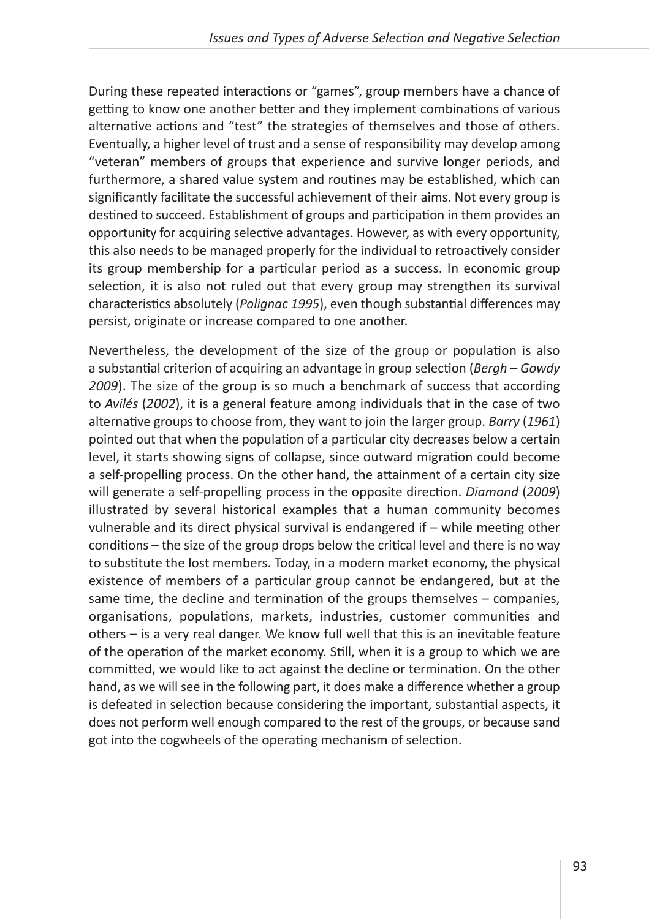During these repeated interactions or "games", group members have a chance of getting to know one another better and they implement combinations of various alternative actions and "test" the strategies of themselves and those of others. Eventually, a higher level of trust and a sense of responsibility may develop among "veteran" members of groups that experience and survive longer periods, and furthermore, a shared value system and routines may be established, which can significantly facilitate the successful achievement of their aims. Not every group is destined to succeed. Establishment of groups and participation in them provides an opportunity for acquiring selective advantages. However, as with every opportunity, this also needs to be managed properly for the individual to retroactively consider its group membership for a particular period as a success. In economic group selection, it is also not ruled out that every group may strengthen its survival characteristics absolutely (*Polignac 1995*), even though substantial differences may persist, originate or increase compared to one another.

Nevertheless, the development of the size of the group or population is also a substantial criterion of acquiring an advantage in group selection (*Bergh – Gowdy 2009*). The size of the group is so much a benchmark of success that according to *Avilés* (*2002*), it is a general feature among individuals that in the case of two alternative groups to choose from, they want to join the larger group. *Barry* (*1961*) pointed out that when the population of a particular city decreases below a certain level, it starts showing signs of collapse, since outward migration could become a self-propelling process. On the other hand, the attainment of a certain city size will generate a self-propelling process in the opposite direction. *Diamond* (*2009*) illustrated by several historical examples that a human community becomes vulnerable and its direct physical survival is endangered if – while meeting other conditions – the size of the group drops below the critical level and there is no way to substitute the lost members. Today, in a modern market economy, the physical existence of members of a particular group cannot be endangered, but at the same time, the decline and termination of the groups themselves – companies, organisations, populations, markets, industries, customer communities and others – is a very real danger. We know full well that this is an inevitable feature of the operation of the market economy. Still, when it is a group to which we are committed, we would like to act against the decline or termination. On the other hand, as we will see in the following part, it does make a difference whether a group is defeated in selection because considering the important, substantial aspects, it does not perform well enough compared to the rest of the groups, or because sand got into the cogwheels of the operating mechanism of selection.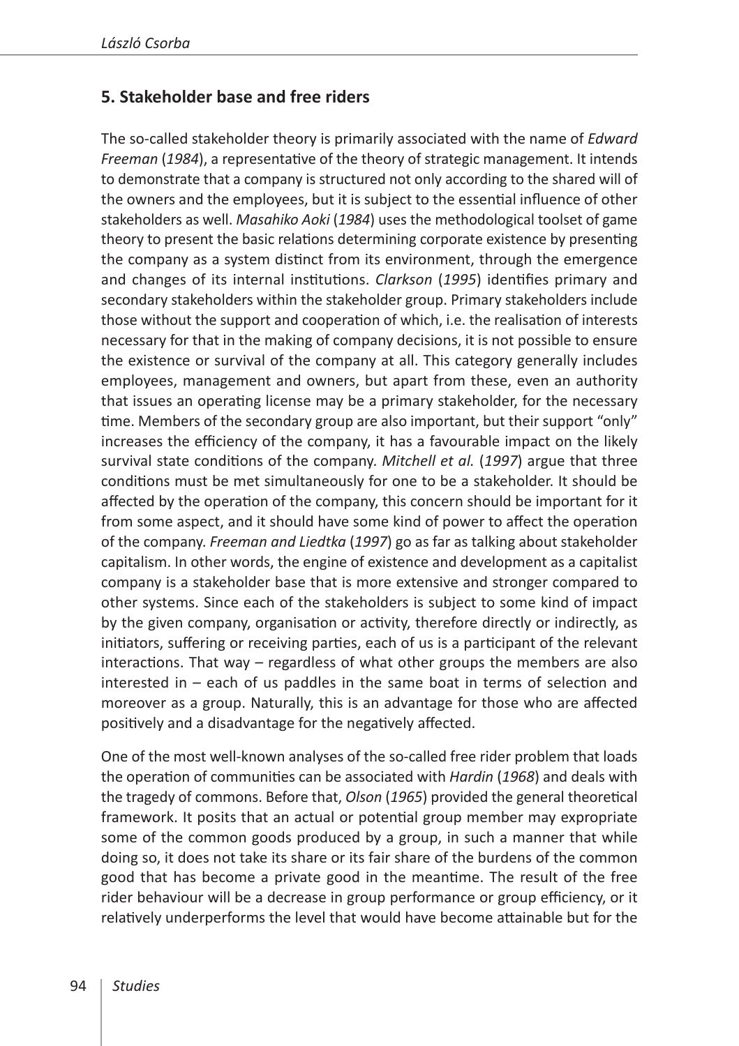## 5. Stakeholder base and free riders

The so-called stakeholder theory is primarily associated with the name of *Edward Freeman* (*1984*), a representative of the theory of strategic management. It intends to demonstrate that a company is structured not only according to the shared will of the owners and the employees, but it is subject to the essential influence of other stakeholders as well. *Masahiko Aoki* (*1984*) uses the methodological toolset of game theory to present the basic relations determining corporate existence by presenting the company as a system distinct from its environment, through the emergence and changes of its internal institutions. *Clarkson* (*1995*) identifies primary and secondary stakeholders within the stakeholder group. Primary stakeholders include those without the support and cooperation of which, i.e. the realisation of interests necessary for that in the making of company decisions, it is not possible to ensure the existence or survival of the company at all. This category generally includes employees, management and owners, but apart from these, even an authority that issues an operating license may be a primary stakeholder, for the necessary time. Members of the secondary group are also important, but their support "only" increases the efficiency of the company, it has a favourable impact on the likely survival state conditions of the company. *Mitchell et al.* (*1997*) argue that three conditions must be met simultaneously for one to be a stakeholder. It should be affected by the operation of the company, this concern should be important for it from some aspect, and it should have some kind of power to affect the operation of the company. *Freeman and Liedtka* (*1997*) go as far as talking about stakeholder capitalism. In other words, the engine of existence and development as a capitalist company is a stakeholder base that is more extensive and stronger compared to other systems. Since each of the stakeholders is subject to some kind of impact by the given company, organisation or activity, therefore directly or indirectly, as initiators, suffering or receiving parties, each of us is a participant of the relevant interactions. That way – regardless of what other groups the members are also interested in – each of us paddles in the same boat in terms of selection and moreover as a group. Naturally, this is an advantage for those who are affected positively and a disadvantage for the negatively affected.

One of the most well-known analyses of the so-called free rider problem that loads the operation of communities can be associated with *Hardin* (*1968*) and deals with the tragedy of commons. Before that, *Olson* (*1965*) provided the general theoretical framework. It posits that an actual or potential group member may expropriate some of the common goods produced by a group, in such a manner that while doing so, it does not take its share or its fair share of the burdens of the common good that has become a private good in the meantime. The result of the free rider behaviour will be a decrease in group performance or group efficiency, or it relatively underperforms the level that would have become attainable but for the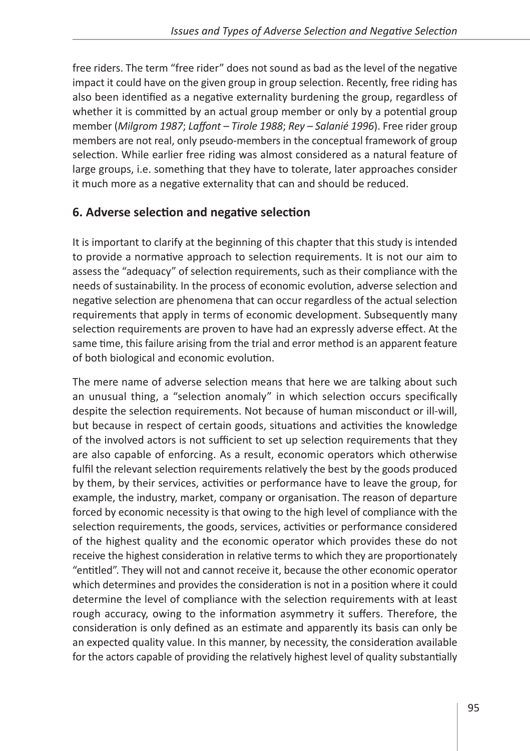free riders. The term “free rider” does not sound as bad as the level of the negative impact it could have on the given group in group selection. Recently, free riding has also been identified as a negative externality burdening the group, regardless of whether it is committed by an actual group member or only by a potential group member (*Milgrom 1987*; *Laffont – Tirole 1988*; *Rey – Salanié 1996*). Free rider group members are not real, only pseudo-members in the conceptual framework of group selection. While earlier free riding was almost considered as a natural feature of large groups, i.e. something that they have to tolerate, later approaches consider it much more as a negative externality that can and should be reduced.

## 6. Adverse selection and negative selection

It is important to clarify at the beginning of this chapter that this study is intended to provide a normative approach to selection requirements. It is not our aim to assess the “adequacy” of selection requirements, such as their compliance with the needs of sustainability. In the process of economic evolution, adverse selection and negative selection are phenomena that can occur regardless of the actual selection requirements that apply in terms of economic development. Subsequently many selection requirements are proven to have had an expressly adverse effect. At the same time, this failure arising from the trial and error method is an apparent feature of both biological and economic evolution.

The mere name of adverse selection means that here we are talking about such an unusual thing, a “selection anomaly” in which selection occurs specifically despite the selection requirements. Not because of human misconduct or ill-will, but because in respect of certain goods, situations and activities the knowledge of the involved actors is not sufficient to set up selection requirements that they are also capable of enforcing. As a result, economic operators which otherwise fulfil the relevant selection requirements relatively the best by the goods produced by them, by their services, activities or performance have to leave the group, for example, the industry, market, company or organisation. The reason of departure forced by economic necessity is that owing to the high level of compliance with the selection requirements, the goods, services, activities or performance considered of the highest quality and the economic operator which provides these do not receive the highest consideration in relative terms to which they are proportionately “entitled”. They will not and cannot receive it, because the other economic operator which determines and provides the consideration is not in a position where it could determine the level of compliance with the selection requirements with at least rough accuracy, owing to the information asymmetry it suffers. Therefore, the consideration is only defined as an estimate and apparently its basis can only be an expected quality value. In this manner, by necessity, the consideration available for the actors capable of providing the relatively highest level of quality substantially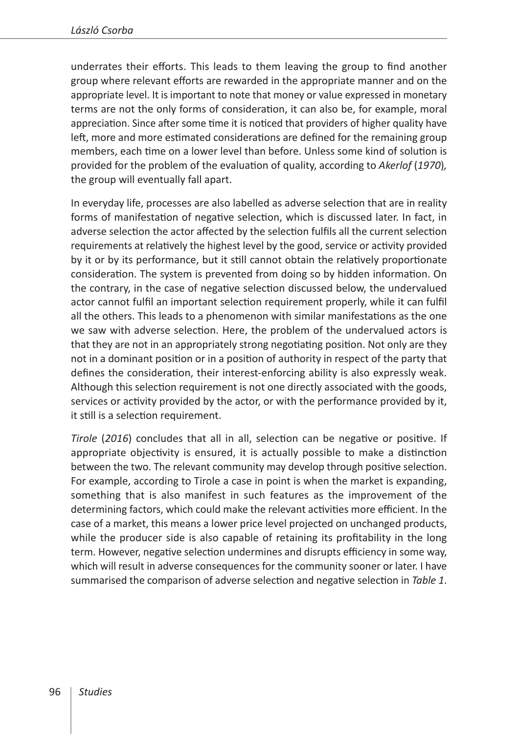underrates their efforts. This leads to them leaving the group to find another group where relevant efforts are rewarded in the appropriate manner and on the appropriate level. It is important to note that money or value expressed in monetary terms are not the only forms of consideration, it can also be, for example, moral appreciation. Since after some time it is noticed that providers of higher quality have left, more and more estimated considerations are defined for the remaining group members, each time on a lower level than before. Unless some kind of solution is provided for the problem of the evaluation of quality, according to *Akerlof* (*1970*), the group will eventually fall apart.

In everyday life, processes are also labelled as adverse selection that are in reality forms of manifestation of negative selection, which is discussed later. In fact, in adverse selection the actor affected by the selection fulfils all the current selection requirements at relatively the highest level by the good, service or activity provided by it or by its performance, but it still cannot obtain the relatively proportionate consideration. The system is prevented from doing so by hidden information. On the contrary, in the case of negative selection discussed below, the undervalued actor cannot fulfil an important selection requirement properly, while it can fulfil all the others. This leads to a phenomenon with similar manifestations as the one we saw with adverse selection. Here, the problem of the undervalued actors is that they are not in an appropriately strong negotiating position. Not only are they not in a dominant position or in a position of authority in respect of the party that defines the consideration, their interest-enforcing ability is also expressly weak. Although this selection requirement is not one directly associated with the goods, services or activity provided by the actor, or with the performance provided by it, it still is a selection requirement.

*Tirole* (*2016*) concludes that all in all, selection can be negative or positive. If appropriate objectivity is ensured, it is actually possible to make a distinction between the two. The relevant community may develop through positive selection. For example, according to Tirole a case in point is when the market is expanding, something that is also manifest in such features as the improvement of the determining factors, which could make the relevant activities more efficient. In the case of a market, this means a lower price level projected on unchanged products, while the producer side is also capable of retaining its profitability in the long term. However, negative selection undermines and disrupts efficiency in some way, which will result in adverse consequences for the community sooner or later. I have summarised the comparison of adverse selection and negative selection in *Table 1*.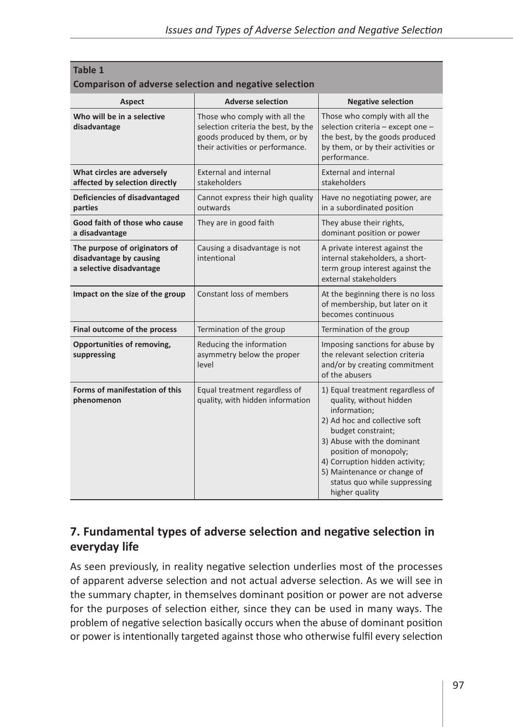**Table 1**
**Comparison of adverse selection and negative selection**

| Aspect | Adverse selection | Negative selection |
|---|---|---|
| **Who will be in a selective disadvantage** | Those who comply with all the selection criteria the best, by the goods produced by them, or by their activities or performance. | Those who comply with all the selection criteria – except one – the best, by the goods produced by them, or by their activities or performance. |
| **What circles are adversely affected by selection directly** | External and internal stakeholders | External and internal stakeholders |
| **Deficiencies of disadvantaged parties** | Cannot express their high quality outwards | Have no negotiating power, are in a subordinated position |
| **Good faith of those who cause a disadvantage** | They are in good faith | They abuse their rights, dominant position or power |
| **The purpose of originators of disadvantage by causing a selective disadvantage** | Causing a disadvantage is not intentional | A private interest against the internal stakeholders, a short-term group interest against the external stakeholders |
| **Impact on the size of the group** | Constant loss of members | At the beginning there is no loss of membership, but later on it becomes continuous |
| **Final outcome of the process** | Termination of the group | Termination of the group |
| **Opportunities of removing, suppressing** | Reducing the information asymmetry below the proper level | Imposing sanctions for abuse by the relevant selection criteria and/or by creating commitment of the abusers |
| **Forms of manifestation of this phenomenon** | Equal treatment regardless of quality, with hidden information | 1) Equal treatment regardless of quality, without hidden information; 2) Ad hoc and collective soft budget constraint; 3) Abuse with the dominant position of monopoly; 4) Corruption hidden activity; 5) Maintenance or change of status quo while suppressing higher quality |

## 7. Fundamental types of adverse selection and negative selection in everyday life

As seen previously, in reality negative selection underlies most of the processes of apparent adverse selection and not actual adverse selection. As we will see in the summary chapter, in themselves dominant position or power are not adverse for the purposes of selection either, since they can be used in many ways. The problem of negative selection basically occurs when the abuse of dominant position or power is intentionally targeted against those who otherwise fulfil every selection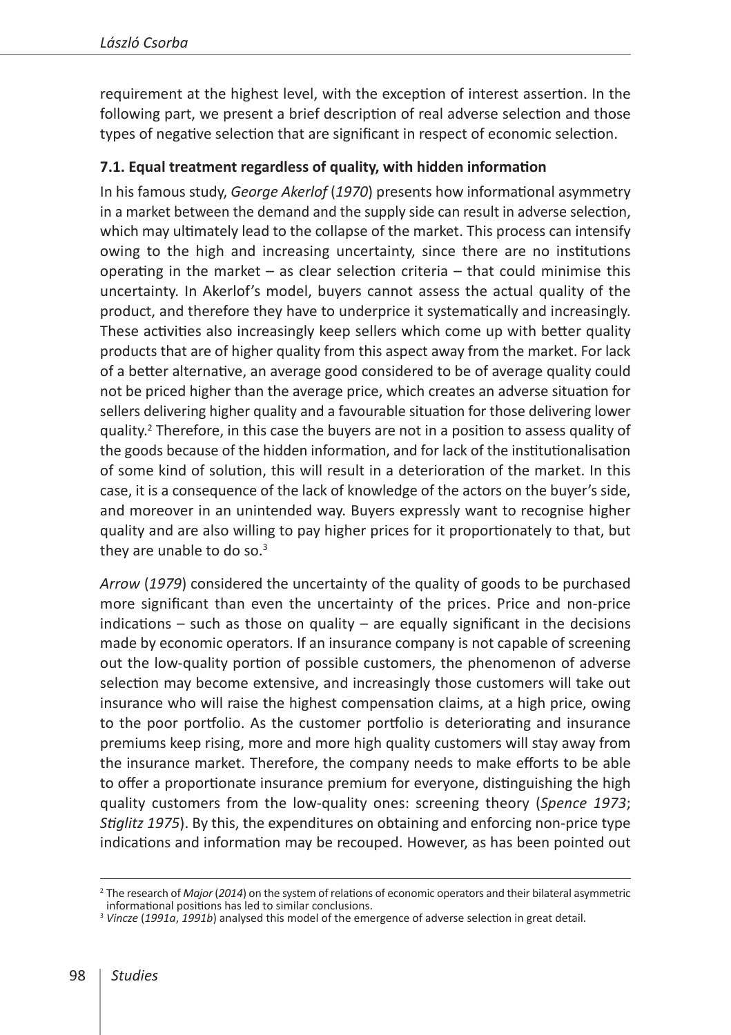requirement at the highest level, with the exception of interest assertion. In the following part, we present a brief description of real adverse selection and those types of negative selection that are significant in respect of economic selection.

### 7.1. Equal treatment regardless of quality, with hidden information

In his famous study, *George Akerlof* (*1970*) presents how informational asymmetry in a market between the demand and the supply side can result in adverse selection, which may ultimately lead to the collapse of the market. This process can intensify owing to the high and increasing uncertainty, since there are no institutions operating in the market – as clear selection criteria – that could minimise this uncertainty. In Akerlof's model, buyers cannot assess the actual quality of the product, and therefore they have to underprice it systematically and increasingly. These activities also increasingly keep sellers which come up with better quality products that are of higher quality from this aspect away from the market. For lack of a better alternative, an average good considered to be of average quality could not be priced higher than the average price, which creates an adverse situation for sellers delivering higher quality and a favourable situation for those delivering lower quality.[2] Therefore, in this case the buyers are not in a position to assess quality of the goods because of the hidden information, and for lack of the institutionalisation of some kind of solution, this will result in a deterioration of the market. In this case, it is a consequence of the lack of knowledge of the actors on the buyer's side, and moreover in an unintended way. Buyers expressly want to recognise higher quality and are also willing to pay higher prices for it proportionately to that, but they are unable to do so.[3]

*Arrow* (*1979*) considered the uncertainty of the quality of goods to be purchased more significant than even the uncertainty of the prices. Price and non-price indications – such as those on quality – are equally significant in the decisions made by economic operators. If an insurance company is not capable of screening out the low-quality portion of possible customers, the phenomenon of adverse selection may become extensive, and increasingly those customers will take out insurance who will raise the highest compensation claims, at a high price, owing to the poor portfolio. As the customer portfolio is deteriorating and insurance premiums keep rising, more and more high quality customers will stay away from the insurance market. Therefore, the company needs to make efforts to be able to offer a proportionate insurance premium for everyone, distinguishing the high quality customers from the low-quality ones: screening theory (*Spence 1973*; *Stiglitz 1975*). By this, the expenditures on obtaining and enforcing non-price type indications and information may be recouped. However, as has been pointed out

[2] The research of *Major* (*2014*) on the system of relations of economic operators and their bilateral asymmetric informational positions has led to similar conclusions.

[3] *Vincze* (*1991a*, *1991b*) analysed this model of the emergence of adverse selection in great detail.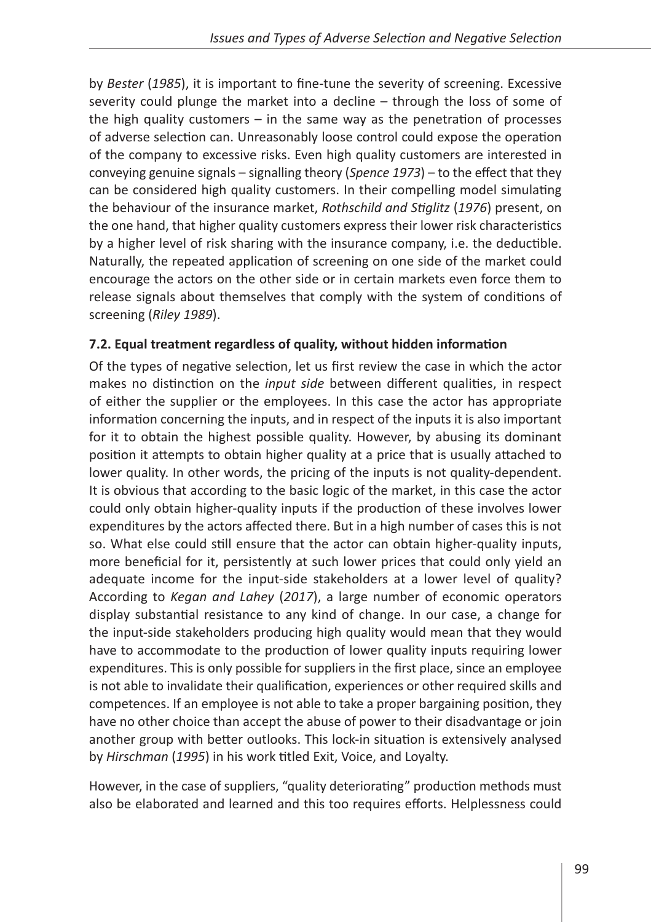by *Bester* (*1985*), it is important to fine-tune the severity of screening. Excessive severity could plunge the market into a decline – through the loss of some of the high quality customers – in the same way as the penetration of processes of adverse selection can. Unreasonably loose control could expose the operation of the company to excessive risks. Even high quality customers are interested in conveying genuine signals – signalling theory (*Spence 1973*) – to the effect that they can be considered high quality customers. In their compelling model simulating the behaviour of the insurance market, *Rothschild and Stiglitz* (*1976*) present, on the one hand, that higher quality customers express their lower risk characteristics by a higher level of risk sharing with the insurance company, i.e. the deductible. Naturally, the repeated application of screening on one side of the market could encourage the actors on the other side or in certain markets even force them to release signals about themselves that comply with the system of conditions of screening (*Riley 1989*).

### 7.2. Equal treatment regardless of quality, without hidden information

Of the types of negative selection, let us first review the case in which the actor makes no distinction on the *input side* between different qualities, in respect of either the supplier or the employees. In this case the actor has appropriate information concerning the inputs, and in respect of the inputs it is also important for it to obtain the highest possible quality. However, by abusing its dominant position it attempts to obtain higher quality at a price that is usually attached to lower quality. In other words, the pricing of the inputs is not quality-dependent. It is obvious that according to the basic logic of the market, in this case the actor could only obtain higher-quality inputs if the production of these involves lower expenditures by the actors affected there. But in a high number of cases this is not so. What else could still ensure that the actor can obtain higher-quality inputs, more beneficial for it, persistently at such lower prices that could only yield an adequate income for the input-side stakeholders at a lower level of quality? According to *Kegan and Lahey* (*2017*), a large number of economic operators display substantial resistance to any kind of change. In our case, a change for the input-side stakeholders producing high quality would mean that they would have to accommodate to the production of lower quality inputs requiring lower expenditures. This is only possible for suppliers in the first place, since an employee is not able to invalidate their qualification, experiences or other required skills and competences. If an employee is not able to take a proper bargaining position, they have no other choice than accept the abuse of power to their disadvantage or join another group with better outlooks. This lock-in situation is extensively analysed by *Hirschman* (*1995*) in his work titled Exit, Voice, and Loyalty.

However, in the case of suppliers, "quality deteriorating" production methods must also be elaborated and learned and this too requires efforts. Helplessness could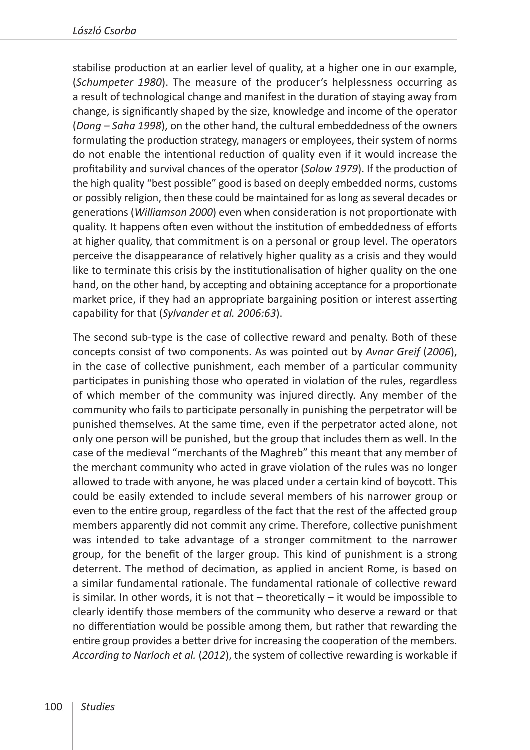stabilise production at an earlier level of quality, at a higher one in our example, (*Schumpeter 1980*). The measure of the producer's helplessness occurring as a result of technological change and manifest in the duration of staying away from change, is significantly shaped by the size, knowledge and income of the operator (*Dong – Saha 1998*), on the other hand, the cultural embeddedness of the owners formulating the production strategy, managers or employees, their system of norms do not enable the intentional reduction of quality even if it would increase the profitability and survival chances of the operator (*Solow 1979*). If the production of the high quality "best possible" good is based on deeply embedded norms, customs or possibly religion, then these could be maintained for as long as several decades or generations (*Williamson 2000*) even when consideration is not proportionate with quality. It happens often even without the institution of embeddedness of efforts at higher quality, that commitment is on a personal or group level. The operators perceive the disappearance of relatively higher quality as a crisis and they would like to terminate this crisis by the institutionalisation of higher quality on the one hand, on the other hand, by accepting and obtaining acceptance for a proportionate market price, if they had an appropriate bargaining position or interest asserting capability for that (*Sylvander et al. 2006:63*).

The second sub-type is the case of collective reward and penalty. Both of these concepts consist of two components. As was pointed out by *Avnar Greif* (*2006*), in the case of collective punishment, each member of a particular community participates in punishing those who operated in violation of the rules, regardless of which member of the community was injured directly. Any member of the community who fails to participate personally in punishing the perpetrator will be punished themselves. At the same time, even if the perpetrator acted alone, not only one person will be punished, but the group that includes them as well. In the case of the medieval "merchants of the Maghreb" this meant that any member of the merchant community who acted in grave violation of the rules was no longer allowed to trade with anyone, he was placed under a certain kind of boycott. This could be easily extended to include several members of his narrower group or even to the entire group, regardless of the fact that the rest of the affected group members apparently did not commit any crime. Therefore, collective punishment was intended to take advantage of a stronger commitment to the narrower group, for the benefit of the larger group. This kind of punishment is a strong deterrent. The method of decimation, as applied in ancient Rome, is based on a similar fundamental rationale. The fundamental rationale of collective reward is similar. In other words, it is not that – theoretically – it would be impossible to clearly identify those members of the community who deserve a reward or that no differentiation would be possible among them, but rather that rewarding the entire group provides a better drive for increasing the cooperation of the members. *According to Narloch et al.* (*2012*), the system of collective rewarding is workable if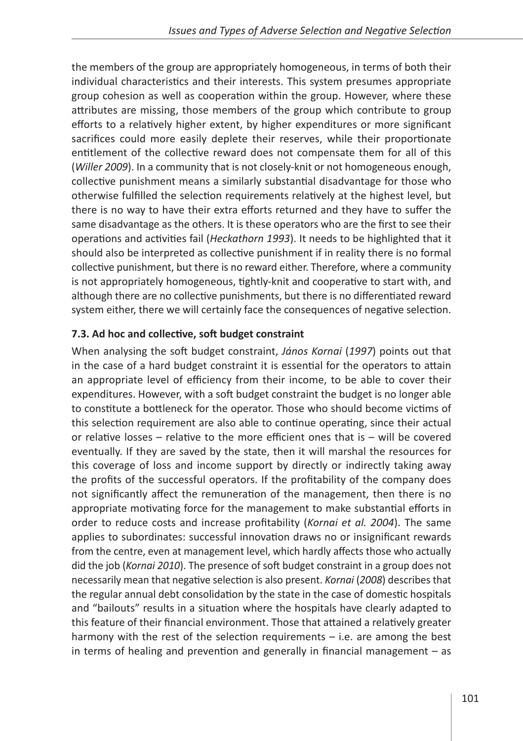the members of the group are appropriately homogeneous, in terms of both their individual characteristics and their interests. This system presumes appropriate group cohesion as well as cooperation within the group. However, where these attributes are missing, those members of the group which contribute to group efforts to a relatively higher extent, by higher expenditures or more significant sacrifices could more easily deplete their reserves, while their proportionate entitlement of the collective reward does not compensate them for all of this (*Willer 2009*). In a community that is not closely-knit or not homogeneous enough, collective punishment means a similarly substantial disadvantage for those who otherwise fulfilled the selection requirements relatively at the highest level, but there is no way to have their extra efforts returned and they have to suffer the same disadvantage as the others. It is these operators who are the first to see their operations and activities fail (*Heckathorn 1993*). It needs to be highlighted that it should also be interpreted as collective punishment if in reality there is no formal collective punishment, but there is no reward either. Therefore, where a community is not appropriately homogeneous, tightly-knit and cooperative to start with, and although there are no collective punishments, but there is no differentiated reward system either, there we will certainly face the consequences of negative selection.

### 7.3. Ad hoc and collective, soft budget constraint

When analysing the soft budget constraint, *János Kornai* (*1997*) points out that in the case of a hard budget constraint it is essential for the operators to attain an appropriate level of efficiency from their income, to be able to cover their expenditures. However, with a soft budget constraint the budget is no longer able to constitute a bottleneck for the operator. Those who should become victims of this selection requirement are also able to continue operating, since their actual or relative losses – relative to the more efficient ones that is – will be covered eventually. If they are saved by the state, then it will marshal the resources for this coverage of loss and income support by directly or indirectly taking away the profits of the successful operators. If the profitability of the company does not significantly affect the remuneration of the management, then there is no appropriate motivating force for the management to make substantial efforts in order to reduce costs and increase profitability (*Kornai et al. 2004*). The same applies to subordinates: successful innovation draws no or insignificant rewards from the centre, even at management level, which hardly affects those who actually did the job (*Kornai 2010*). The presence of soft budget constraint in a group does not necessarily mean that negative selection is also present. *Kornai* (*2008*) describes that the regular annual debt consolidation by the state in the case of domestic hospitals and "bailouts" results in a situation where the hospitals have clearly adapted to this feature of their financial environment. Those that attained a relatively greater harmony with the rest of the selection requirements – i.e. are among the best in terms of healing and prevention and generally in financial management – as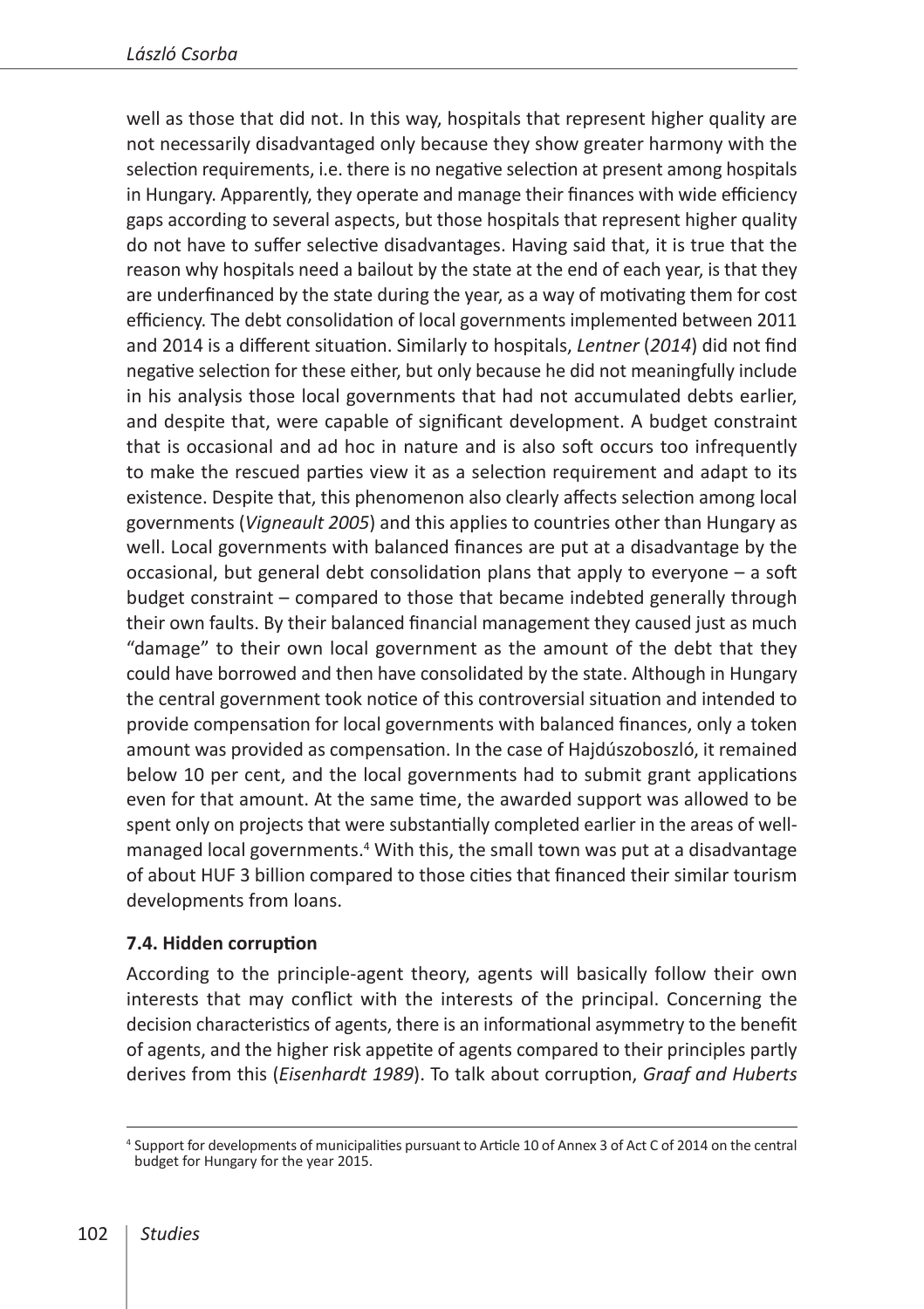well as those that did not. In this way, hospitals that represent higher quality are not necessarily disadvantaged only because they show greater harmony with the selection requirements, i.e. there is no negative selection at present among hospitals in Hungary. Apparently, they operate and manage their finances with wide efficiency gaps according to several aspects, but those hospitals that represent higher quality do not have to suffer selective disadvantages. Having said that, it is true that the reason why hospitals need a bailout by the state at the end of each year, is that they are underfinanced by the state during the year, as a way of motivating them for cost efficiency. The debt consolidation of local governments implemented between 2011 and 2014 is a different situation. Similarly to hospitals, *Lentner* (*2014*) did not find negative selection for these either, but only because he did not meaningfully include in his analysis those local governments that had not accumulated debts earlier, and despite that, were capable of significant development. A budget constraint that is occasional and ad hoc in nature and is also soft occurs too infrequently to make the rescued parties view it as a selection requirement and adapt to its existence. Despite that, this phenomenon also clearly affects selection among local governments (*Vigneault 2005*) and this applies to countries other than Hungary as well. Local governments with balanced finances are put at a disadvantage by the occasional, but general debt consolidation plans that apply to everyone – a soft budget constraint – compared to those that became indebted generally through their own faults. By their balanced financial management they caused just as much "damage" to their own local government as the amount of the debt that they could have borrowed and then have consolidated by the state. Although in Hungary the central government took notice of this controversial situation and intended to provide compensation for local governments with balanced finances, only a token amount was provided as compensation. In the case of Hajdúszoboszló, it remained below 10 per cent, and the local governments had to submit grant applications even for that amount. At the same time, the awarded support was allowed to be spent only on projects that were substantially completed earlier in the areas of well-managed local governments.[4] With this, the small town was put at a disadvantage of about HUF 3 billion compared to those cities that financed their similar tourism developments from loans.

### 7.4. Hidden corruption

According to the principle-agent theory, agents will basically follow their own interests that may conflict with the interests of the principal. Concerning the decision characteristics of agents, there is an informational asymmetry to the benefit of agents, and the higher risk appetite of agents compared to their principles partly derives from this (*Eisenhardt 1989*). To talk about corruption, *Graaf and Huberts*

[4] Support for developments of municipalities pursuant to Article 10 of Annex 3 of Act C of 2014 on the central budget for Hungary for the year 2015.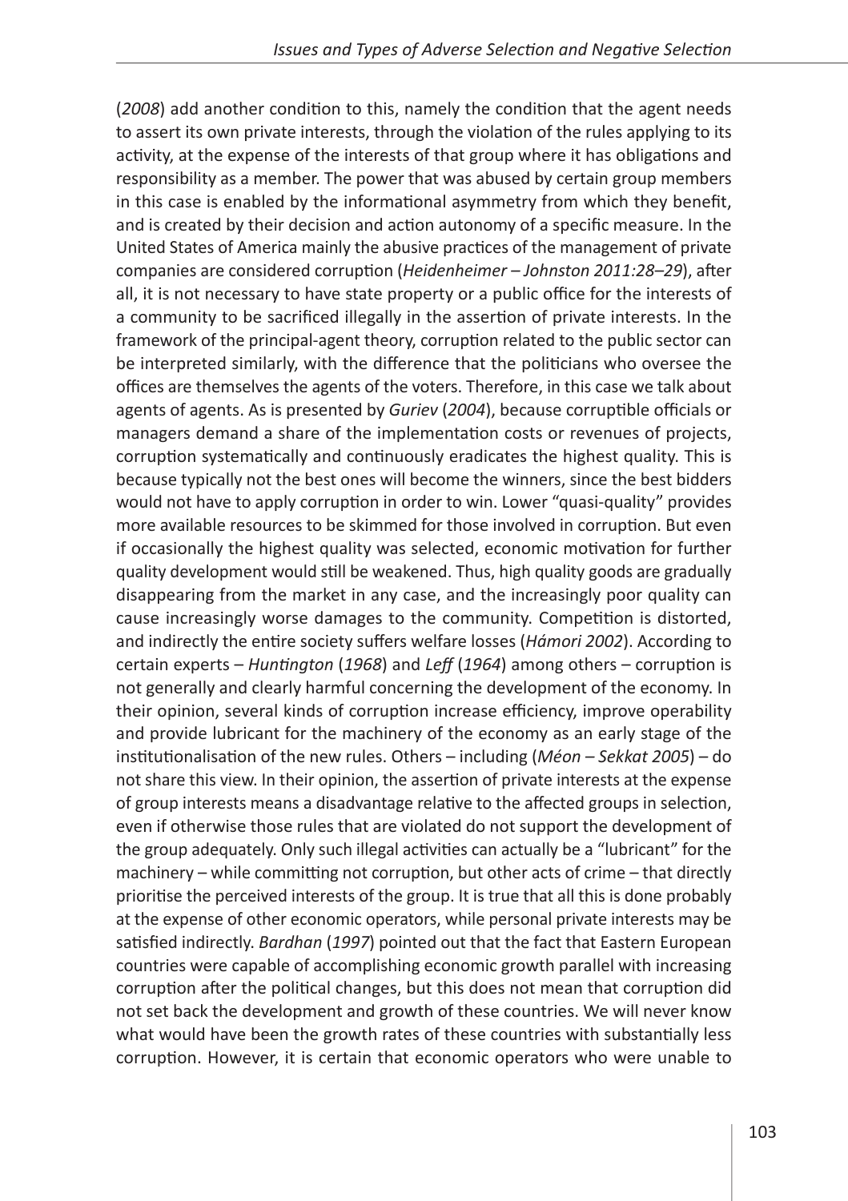(*2008*) add another condition to this, namely the condition that the agent needs to assert its own private interests, through the violation of the rules applying to its activity, at the expense of the interests of that group where it has obligations and responsibility as a member. The power that was abused by certain group members in this case is enabled by the informational asymmetry from which they benefit, and is created by their decision and action autonomy of a specific measure. In the United States of America mainly the abusive practices of the management of private companies are considered corruption (*Heidenheimer – Johnston 2011:28–29*), after all, it is not necessary to have state property or a public office for the interests of a community to be sacrificed illegally in the assertion of private interests. In the framework of the principal-agent theory, corruption related to the public sector can be interpreted similarly, with the difference that the politicians who oversee the offices are themselves the agents of the voters. Therefore, in this case we talk about agents of agents. As is presented by *Guriev* (*2004*), because corruptible officials or managers demand a share of the implementation costs or revenues of projects, corruption systematically and continuously eradicates the highest quality. This is because typically not the best ones will become the winners, since the best bidders would not have to apply corruption in order to win. Lower "quasi-quality" provides more available resources to be skimmed for those involved in corruption. But even if occasionally the highest quality was selected, economic motivation for further quality development would still be weakened. Thus, high quality goods are gradually disappearing from the market in any case, and the increasingly poor quality can cause increasingly worse damages to the community. Competition is distorted, and indirectly the entire society suffers welfare losses (*Hámori 2002*). According to certain experts – *Huntington* (*1968*) and *Leff* (*1964*) among others – corruption is not generally and clearly harmful concerning the development of the economy. In their opinion, several kinds of corruption increase efficiency, improve operability and provide lubricant for the machinery of the economy as an early stage of the institutionalisation of the new rules. Others – including (*Méon – Sekkat 2005*) – do not share this view. In their opinion, the assertion of private interests at the expense of group interests means a disadvantage relative to the affected groups in selection, even if otherwise those rules that are violated do not support the development of the group adequately. Only such illegal activities can actually be a "lubricant" for the machinery – while committing not corruption, but other acts of crime – that directly prioritise the perceived interests of the group. It is true that all this is done probably at the expense of other economic operators, while personal private interests may be satisfied indirectly. *Bardhan* (*1997*) pointed out that the fact that Eastern European countries were capable of accomplishing economic growth parallel with increasing corruption after the political changes, but this does not mean that corruption did not set back the development and growth of these countries. We will never know what would have been the growth rates of these countries with substantially less corruption. However, it is certain that economic operators who were unable to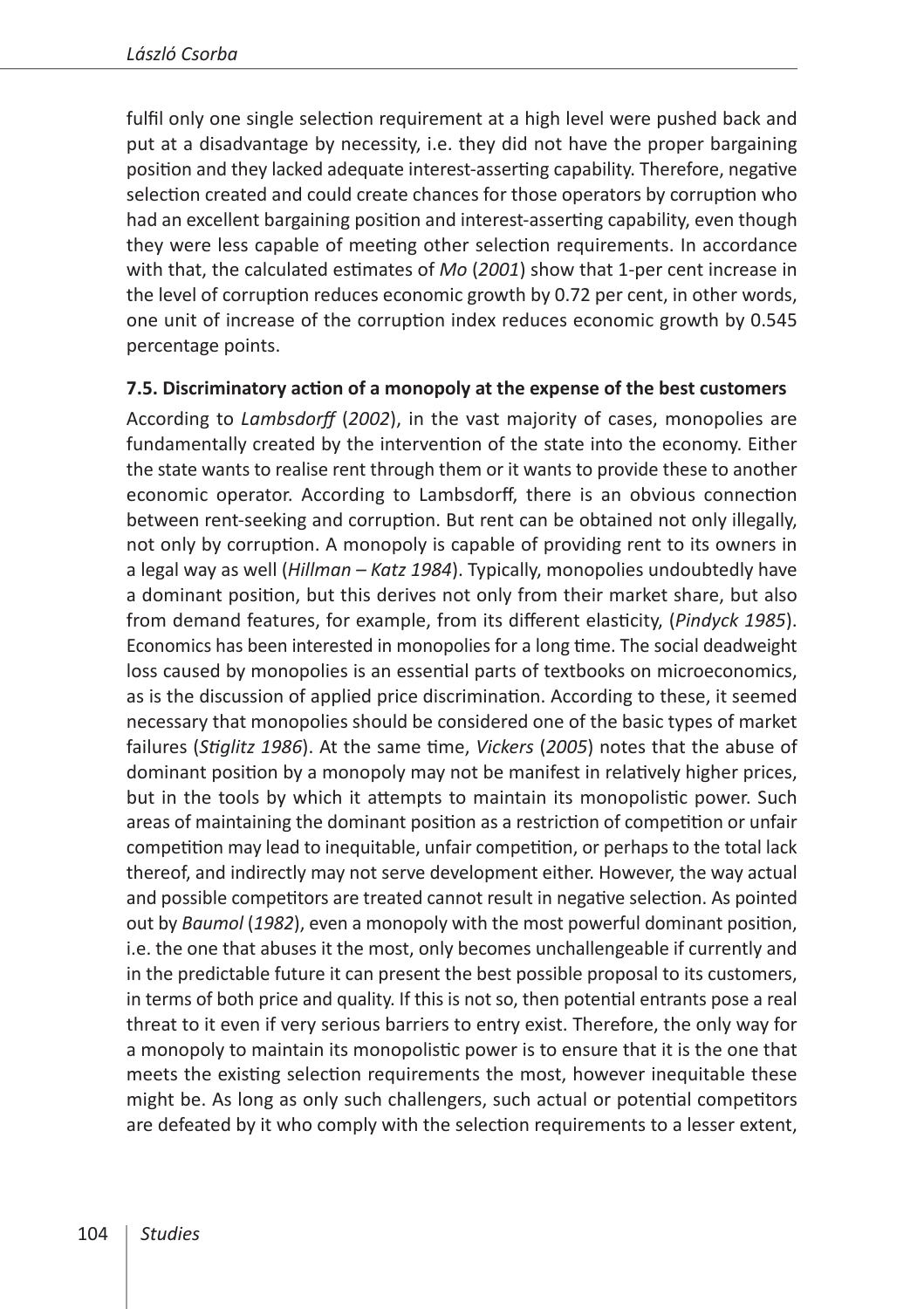fulfil only one single selection requirement at a high level were pushed back and put at a disadvantage by necessity, i.e. they did not have the proper bargaining position and they lacked adequate interest-asserting capability. Therefore, negative selection created and could create chances for those operators by corruption who had an excellent bargaining position and interest-asserting capability, even though they were less capable of meeting other selection requirements. In accordance with that, the calculated estimates of *Mo* (*2001*) show that 1-per cent increase in the level of corruption reduces economic growth by 0.72 per cent, in other words, one unit of increase of the corruption index reduces economic growth by 0.545 percentage points.

### 7.5. Discriminatory action of a monopoly at the expense of the best customers

According to *Lambsdorff* (*2002*), in the vast majority of cases, monopolies are fundamentally created by the intervention of the state into the economy. Either the state wants to realise rent through them or it wants to provide these to another economic operator. According to Lambsdorff, there is an obvious connection between rent-seeking and corruption. But rent can be obtained not only illegally, not only by corruption. A monopoly is capable of providing rent to its owners in a legal way as well (*Hillman – Katz 1984*). Typically, monopolies undoubtedly have a dominant position, but this derives not only from their market share, but also from demand features, for example, from its different elasticity, (*Pindyck 1985*). Economics has been interested in monopolies for a long time. The social deadweight loss caused by monopolies is an essential parts of textbooks on microeconomics, as is the discussion of applied price discrimination. According to these, it seemed necessary that monopolies should be considered one of the basic types of market failures (*Stiglitz 1986*). At the same time, *Vickers* (*2005*) notes that the abuse of dominant position by a monopoly may not be manifest in relatively higher prices, but in the tools by which it attempts to maintain its monopolistic power. Such areas of maintaining the dominant position as a restriction of competition or unfair competition may lead to inequitable, unfair competition, or perhaps to the total lack thereof, and indirectly may not serve development either. However, the way actual and possible competitors are treated cannot result in negative selection. As pointed out by *Baumol* (*1982*), even a monopoly with the most powerful dominant position, i.e. the one that abuses it the most, only becomes unchallengeable if currently and in the predictable future it can present the best possible proposal to its customers, in terms of both price and quality. If this is not so, then potential entrants pose a real threat to it even if very serious barriers to entry exist. Therefore, the only way for a monopoly to maintain its monopolistic power is to ensure that it is the one that meets the existing selection requirements the most, however inequitable these might be. As long as only such challengers, such actual or potential competitors are defeated by it who comply with the selection requirements to a lesser extent,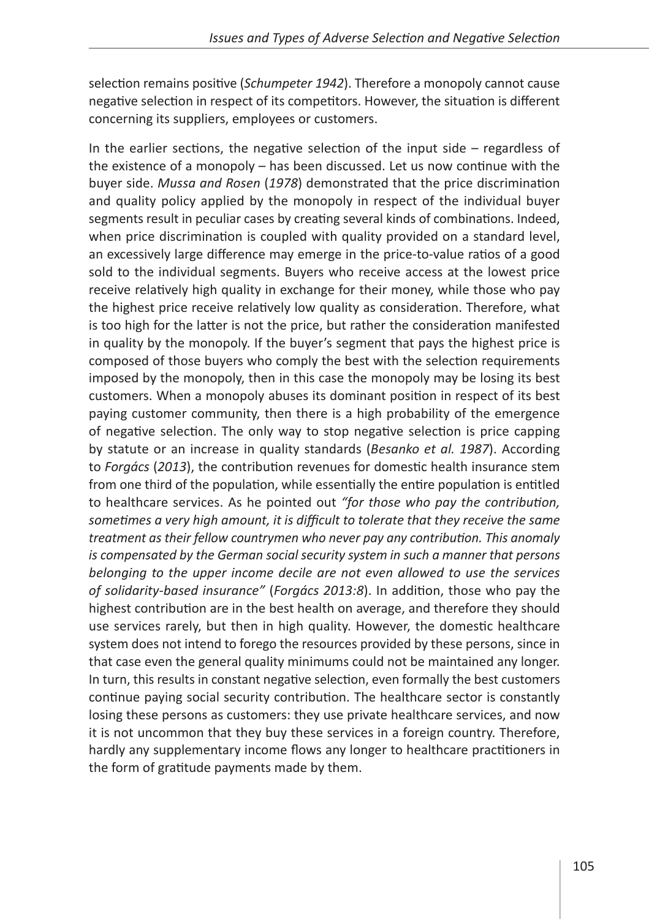selection remains positive (*Schumpeter 1942*). Therefore a monopoly cannot cause negative selection in respect of its competitors. However, the situation is different concerning its suppliers, employees or customers.

In the earlier sections, the negative selection of the input side – regardless of the existence of a monopoly – has been discussed. Let us now continue with the buyer side. *Mussa and Rosen* (*1978*) demonstrated that the price discrimination and quality policy applied by the monopoly in respect of the individual buyer segments result in peculiar cases by creating several kinds of combinations. Indeed, when price discrimination is coupled with quality provided on a standard level, an excessively large difference may emerge in the price-to-value ratios of a good sold to the individual segments. Buyers who receive access at the lowest price receive relatively high quality in exchange for their money, while those who pay the highest price receive relatively low quality as consideration. Therefore, what is too high for the latter is not the price, but rather the consideration manifested in quality by the monopoly. If the buyer's segment that pays the highest price is composed of those buyers who comply the best with the selection requirements imposed by the monopoly, then in this case the monopoly may be losing its best customers. When a monopoly abuses its dominant position in respect of its best paying customer community, then there is a high probability of the emergence of negative selection. The only way to stop negative selection is price capping by statute or an increase in quality standards (*Besanko et al. 1987*). According to *Forgács* (*2013*), the contribution revenues for domestic health insurance stem from one third of the population, while essentially the entire population is entitled to healthcare services. As he pointed out *"for those who pay the contribution, sometimes a very high amount, it is difficult to tolerate that they receive the same treatment as their fellow countrymen who never pay any contribution. This anomaly is compensated by the German social security system in such a manner that persons belonging to the upper income decile are not even allowed to use the services of solidarity-based insurance"* (*Forgács 2013:8*). In addition, those who pay the highest contribution are in the best health on average, and therefore they should use services rarely, but then in high quality. However, the domestic healthcare system does not intend to forego the resources provided by these persons, since in that case even the general quality minimums could not be maintained any longer. In turn, this results in constant negative selection, even formally the best customers continue paying social security contribution. The healthcare sector is constantly losing these persons as customers: they use private healthcare services, and now it is not uncommon that they buy these services in a foreign country. Therefore, hardly any supplementary income flows any longer to healthcare practitioners in the form of gratitude payments made by them.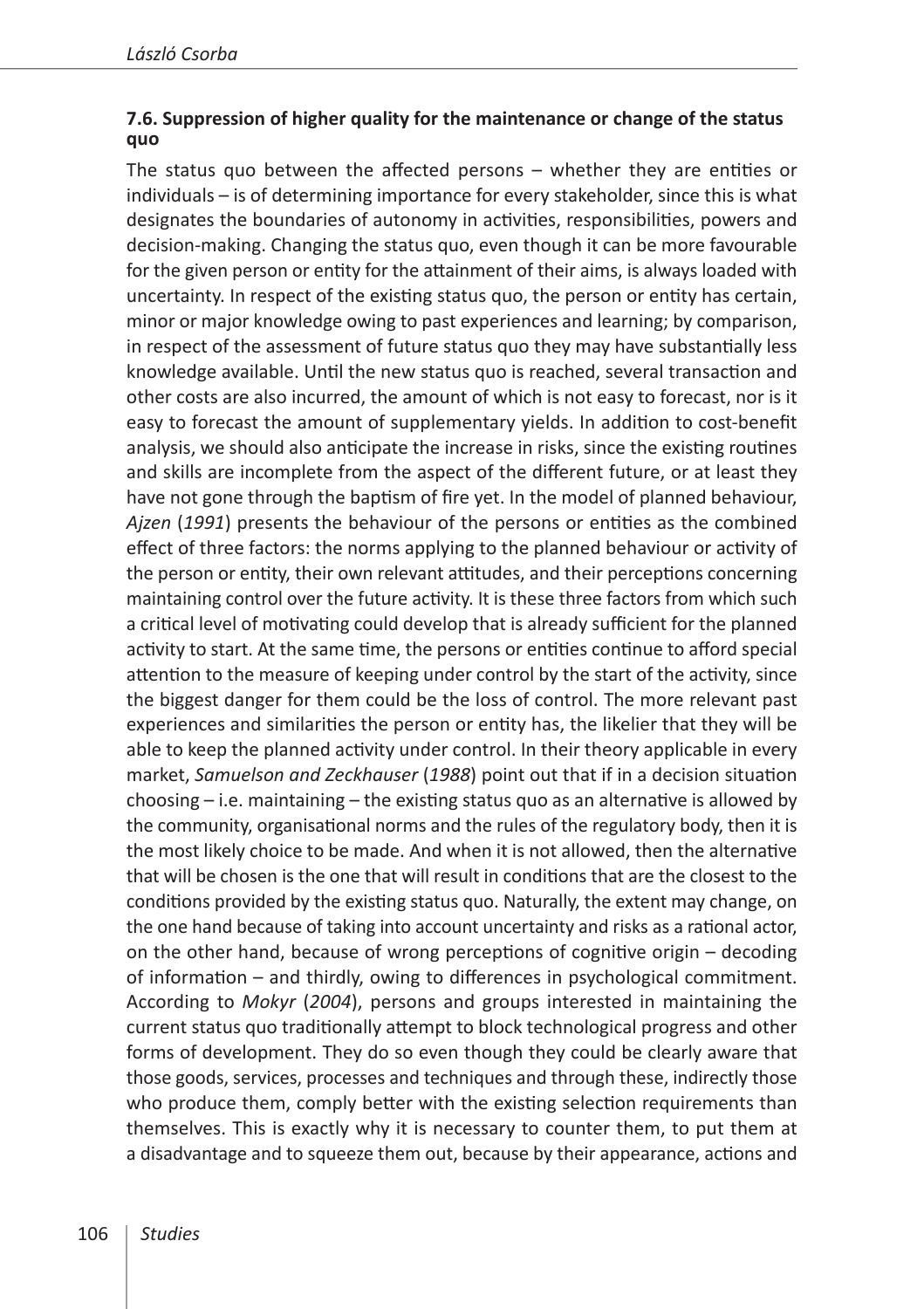### 7.6. Suppression of higher quality for the maintenance or change of the status quo

The status quo between the affected persons – whether they are entities or individuals – is of determining importance for every stakeholder, since this is what designates the boundaries of autonomy in activities, responsibilities, powers and decision-making. Changing the status quo, even though it can be more favourable for the given person or entity for the attainment of their aims, is always loaded with uncertainty. In respect of the existing status quo, the person or entity has certain, minor or major knowledge owing to past experiences and learning; by comparison, in respect of the assessment of future status quo they may have substantially less knowledge available. Until the new status quo is reached, several transaction and other costs are also incurred, the amount of which is not easy to forecast, nor is it easy to forecast the amount of supplementary yields. In addition to cost-benefit analysis, we should also anticipate the increase in risks, since the existing routines and skills are incomplete from the aspect of the different future, or at least they have not gone through the baptism of fire yet. In the model of planned behaviour, *Ajzen* (*1991*) presents the behaviour of the persons or entities as the combined effect of three factors: the norms applying to the planned behaviour or activity of the person or entity, their own relevant attitudes, and their perceptions concerning maintaining control over the future activity. It is these three factors from which such a critical level of motivating could develop that is already sufficient for the planned activity to start. At the same time, the persons or entities continue to afford special attention to the measure of keeping under control by the start of the activity, since the biggest danger for them could be the loss of control. The more relevant past experiences and similarities the person or entity has, the likelier that they will be able to keep the planned activity under control. In their theory applicable in every market, *Samuelson and Zeckhauser* (*1988*) point out that if in a decision situation choosing – i.e. maintaining – the existing status quo as an alternative is allowed by the community, organisational norms and the rules of the regulatory body, then it is the most likely choice to be made. And when it is not allowed, then the alternative that will be chosen is the one that will result in conditions that are the closest to the conditions provided by the existing status quo. Naturally, the extent may change, on the one hand because of taking into account uncertainty and risks as a rational actor, on the other hand, because of wrong perceptions of cognitive origin – decoding of information – and thirdly, owing to differences in psychological commitment. According to *Mokyr* (*2004*), persons and groups interested in maintaining the current status quo traditionally attempt to block technological progress and other forms of development. They do so even though they could be clearly aware that those goods, services, processes and techniques and through these, indirectly those who produce them, comply better with the existing selection requirements than themselves. This is exactly why it is necessary to counter them, to put them at a disadvantage and to squeeze them out, because by their appearance, actions and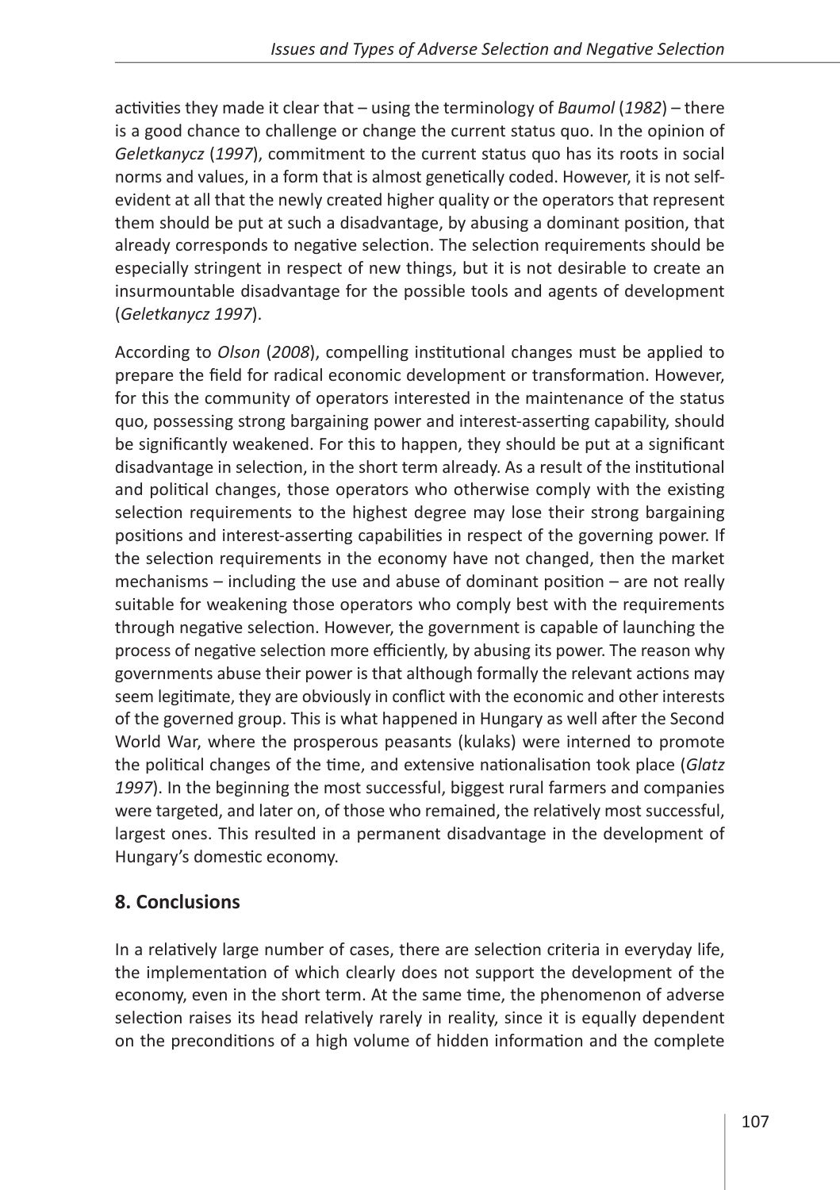activities they made it clear that – using the terminology of *Baumol* (*1982*) – there is a good chance to challenge or change the current status quo. In the opinion of *Geletkanycz* (*1997*), commitment to the current status quo has its roots in social norms and values, in a form that is almost genetically coded. However, it is not self-evident at all that the newly created higher quality or the operators that represent them should be put at such a disadvantage, by abusing a dominant position, that already corresponds to negative selection. The selection requirements should be especially stringent in respect of new things, but it is not desirable to create an insurmountable disadvantage for the possible tools and agents of development (*Geletkanycz 1997*).

According to *Olson* (*2008*), compelling institutional changes must be applied to prepare the field for radical economic development or transformation. However, for this the community of operators interested in the maintenance of the status quo, possessing strong bargaining power and interest-asserting capability, should be significantly weakened. For this to happen, they should be put at a significant disadvantage in selection, in the short term already. As a result of the institutional and political changes, those operators who otherwise comply with the existing selection requirements to the highest degree may lose their strong bargaining positions and interest-asserting capabilities in respect of the governing power. If the selection requirements in the economy have not changed, then the market mechanisms – including the use and abuse of dominant position – are not really suitable for weakening those operators who comply best with the requirements through negative selection. However, the government is capable of launching the process of negative selection more efficiently, by abusing its power. The reason why governments abuse their power is that although formally the relevant actions may seem legitimate, they are obviously in conflict with the economic and other interests of the governed group. This is what happened in Hungary as well after the Second World War, where the prosperous peasants (kulaks) were interned to promote the political changes of the time, and extensive nationalisation took place (*Glatz 1997*). In the beginning the most successful, biggest rural farmers and companies were targeted, and later on, of those who remained, the relatively most successful, largest ones. This resulted in a permanent disadvantage in the development of Hungary's domestic economy.

## 8. Conclusions

In a relatively large number of cases, there are selection criteria in everyday life, the implementation of which clearly does not support the development of the economy, even in the short term. At the same time, the phenomenon of adverse selection raises its head relatively rarely in reality, since it is equally dependent on the preconditions of a high volume of hidden information and the complete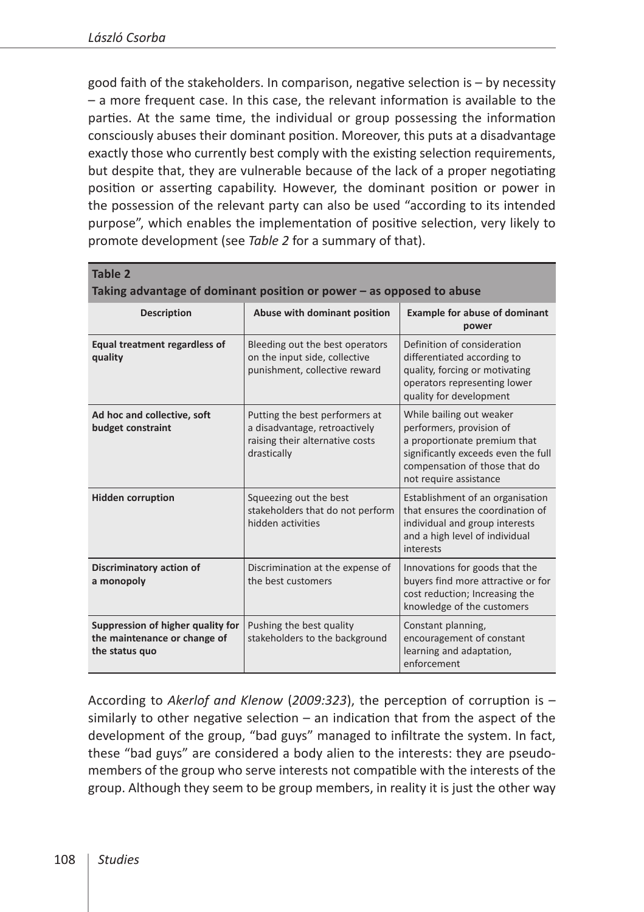good faith of the stakeholders. In comparison, negative selection is – by necessity – a more frequent case. In this case, the relevant information is available to the parties. At the same time, the individual or group possessing the information consciously abuses their dominant position. Moreover, this puts at a disadvantage exactly those who currently best comply with the existing selection requirements, but despite that, they are vulnerable because of the lack of a proper negotiating position or asserting capability. However, the dominant position or power in the possession of the relevant party can also be used "according to its intended purpose", which enables the implementation of positive selection, very likely to promote development (see *Table 2* for a summary of that).

**Table 2**
**Taking advantage of dominant position or power – as opposed to abuse**

| Description | Abuse with dominant position | Example for abuse of dominant power |
|---|---|---|
| **Equal treatment regardless of quality** | Bleeding out the best operators on the input side, collective punishment, collective reward | Definition of consideration differentiated according to quality, forcing or motivating operators representing lower quality for development |
| **Ad hoc and collective, soft budget constraint** | Putting the best performers at a disadvantage, retroactively raising their alternative costs drastically | While bailing out weaker performers, provision of a proportionate premium that significantly exceeds even the full compensation of those that do not require assistance |
| **Hidden corruption** | Squeezing out the best stakeholders that do not perform hidden activities | Establishment of an organisation that ensures the coordination of individual and group interests and a high level of individual interests |
| **Discriminatory action of a monopoly** | Discrimination at the expense of the best customers | Innovations for goods that the buyers find more attractive or for cost reduction; Increasing the knowledge of the customers |
| **Suppression of higher quality for the maintenance or change of the status quo** | Pushing the best quality stakeholders to the background | Constant planning, encouragement of constant learning and adaptation, enforcement |

According to *Akerlof and Klenow* (*2009:323*), the perception of corruption is – similarly to other negative selection – an indication that from the aspect of the development of the group, "bad guys" managed to infiltrate the system. In fact, these "bad guys" are considered a body alien to the interests: they are pseudo-members of the group who serve interests not compatible with the interests of the group. Although they seem to be group members, in reality it is just the other way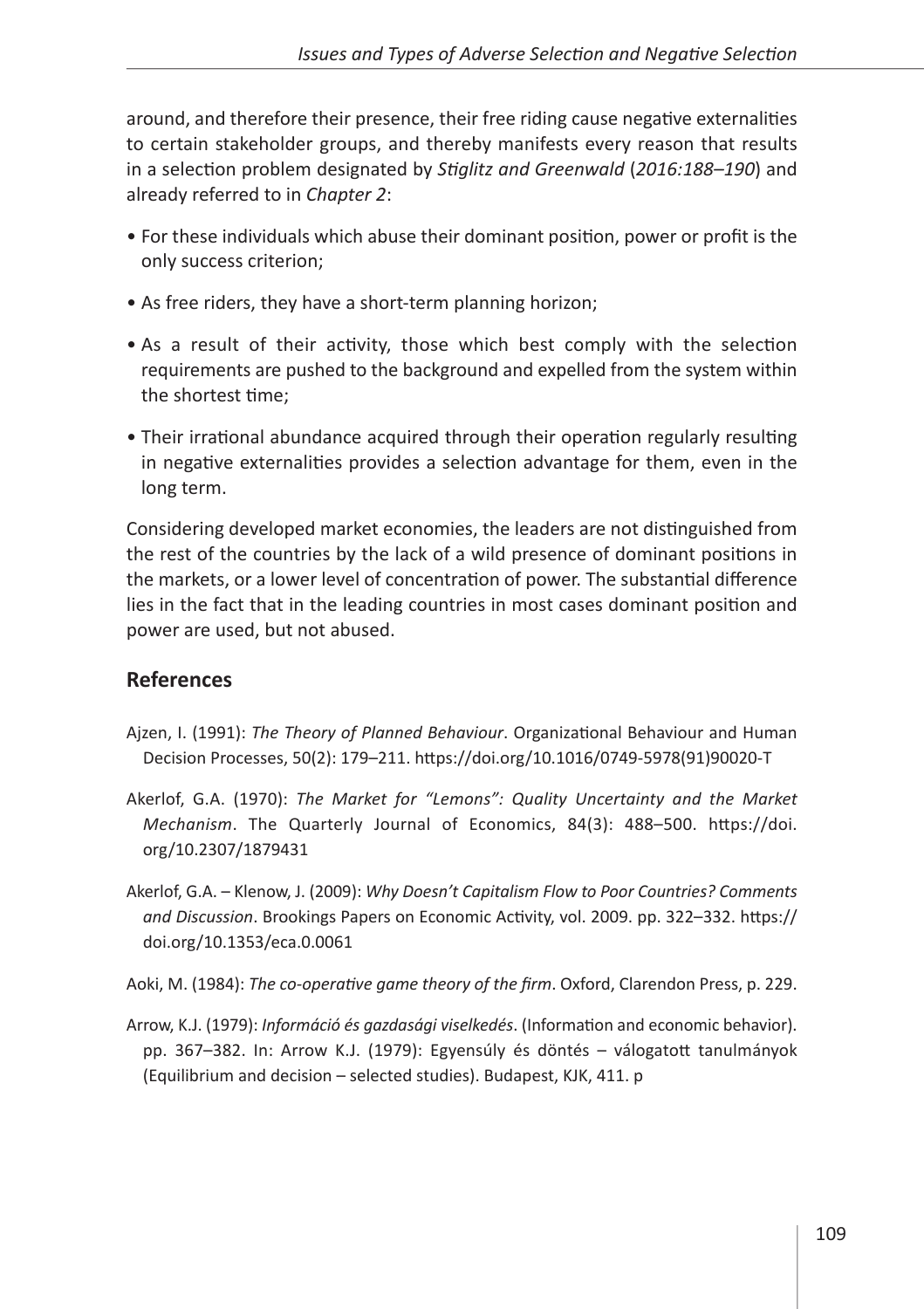around, and therefore their presence, their free riding cause negative externalities to certain stakeholder groups, and thereby manifests every reason that results in a selection problem designated by *Stiglitz and Greenwald* (*2016:188–190*) and already referred to in *Chapter 2*:

- For these individuals which abuse their dominant position, power or profit is the only success criterion;
- As free riders, they have a short-term planning horizon;
- As a result of their activity, those which best comply with the selection requirements are pushed to the background and expelled from the system within the shortest time;
- Their irrational abundance acquired through their operation regularly resulting in negative externalities provides a selection advantage for them, even in the long term.

Considering developed market economies, the leaders are not distinguished from the rest of the countries by the lack of a wild presence of dominant positions in the markets, or a lower level of concentration of power. The substantial difference lies in the fact that in the leading countries in most cases dominant position and power are used, but not abused.

## References

Ajzen, I. (1991): *The Theory of Planned Behaviour*. Organizational Behaviour and Human Decision Processes, 50(2): 179–211. https://doi.org/10.1016/0749-5978(91)90020-T

Akerlof, G.A. (1970): *The Market for "Lemons": Quality Uncertainty and the Market Mechanism*. The Quarterly Journal of Economics, 84(3): 488–500. https://doi.org/10.2307/1879431

Akerlof, G.A. – Klenow, J. (2009): *Why Doesn't Capitalism Flow to Poor Countries? Comments and Discussion*. Brookings Papers on Economic Activity, vol. 2009. pp. 322–332. https://doi.org/10.1353/eca.0.0061

Aoki, M. (1984): *The co-operative game theory of the firm*. Oxford, Clarendon Press, p. 229.

Arrow, K.J. (1979): *Információ és gazdasági viselkedés*. (Information and economic behavior). pp. 367–382. In: Arrow K.J. (1979): Egyensúly és döntés – válogatott tanulmányok (Equilibrium and decision – selected studies). Budapest, KJK, 411. p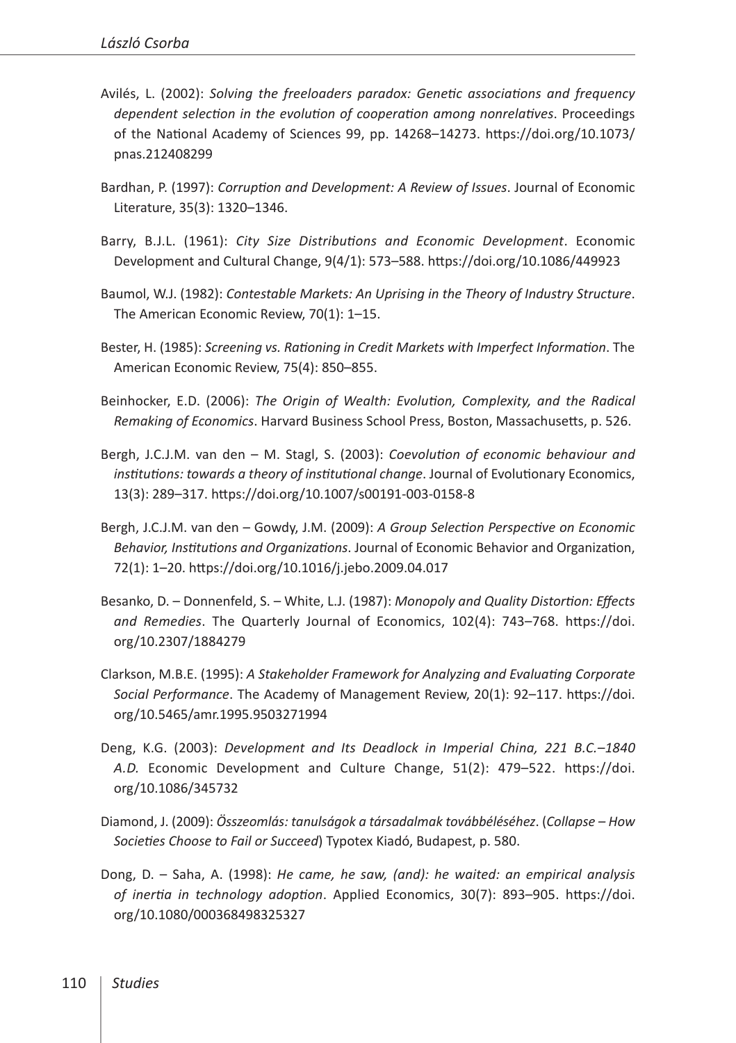Avilés, L. (2002): *Solving the freeloaders paradox: Genetic associations and frequency dependent selection in the evolution of cooperation among nonrelatives*. Proceedings of the National Academy of Sciences 99, pp. 14268–14273. https://doi.org/10.1073/pnas.212408299

Bardhan, P. (1997): *Corruption and Development: A Review of Issues*. Journal of Economic Literature, 35(3): 1320–1346.

Barry, B.J.L. (1961): *City Size Distributions and Economic Development*. Economic Development and Cultural Change, 9(4/1): 573–588. https://doi.org/10.1086/449923

Baumol, W.J. (1982): *Contestable Markets: An Uprising in the Theory of Industry Structure*. The American Economic Review, 70(1): 1–15.

Bester, H. (1985): *Screening vs. Rationing in Credit Markets with Imperfect Information*. The American Economic Review, 75(4): 850–855.

Beinhocker, E.D. (2006): *The Origin of Wealth: Evolution, Complexity, and the Radical Remaking of Economics*. Harvard Business School Press, Boston, Massachusetts, p. 526.

Bergh, J.C.J.M. van den – M. Stagl, S. (2003): *Coevolution of economic behaviour and institutions: towards a theory of institutional change*. Journal of Evolutionary Economics, 13(3): 289–317. https://doi.org/10.1007/s00191-003-0158-8

Bergh, J.C.J.M. van den – Gowdy, J.M. (2009): *A Group Selection Perspective on Economic Behavior, Institutions and Organizations*. Journal of Economic Behavior and Organization, 72(1): 1–20. https://doi.org/10.1016/j.jebo.2009.04.017

Besanko, D. – Donnenfeld, S. – White, L.J. (1987): *Monopoly and Quality Distortion: Effects and Remedies*. The Quarterly Journal of Economics, 102(4): 743–768. https://doi.org/10.2307/1884279

Clarkson, M.B.E. (1995): *A Stakeholder Framework for Analyzing and Evaluating Corporate Social Performance*. The Academy of Management Review, 20(1): 92–117. https://doi.org/10.5465/amr.1995.9503271994

Deng, K.G. (2003): *Development and Its Deadlock in Imperial China, 221 B.C.–1840 A.D.* Economic Development and Culture Change, 51(2): 479–522. https://doi.org/10.1086/345732

Diamond, J. (2009): *Összeomlás: tanulságok a társadalmak továbbéléséhez*. (*Collapse – How Societies Choose to Fail or Succeed*) Typotex Kiadó, Budapest, p. 580.

Dong, D. – Saha, A. (1998): *He came, he saw, (and): he waited: an empirical analysis of inertia in technology adoption*. Applied Economics, 30(7): 893–905. https://doi.org/10.1080/000368498325327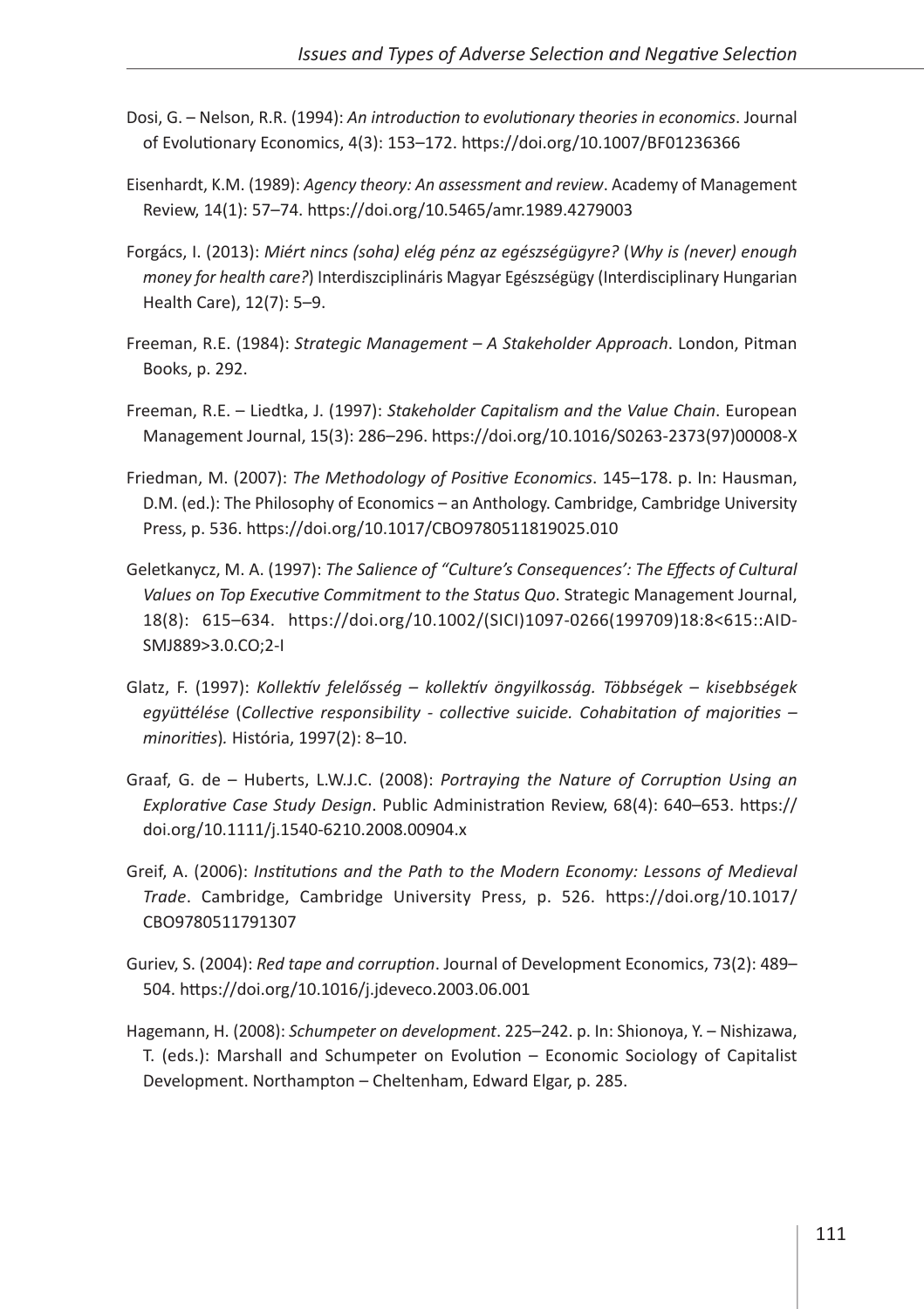Dosi, G. – Nelson, R.R. (1994): *An introduction to evolutionary theories in economics*. Journal of Evolutionary Economics, 4(3): 153–172. https://doi.org/10.1007/BF01236366

Eisenhardt, K.M. (1989): *Agency theory: An assessment and review*. Academy of Management Review, 14(1): 57–74. https://doi.org/10.5465/amr.1989.4279003

Forgács, I. (2013): *Miért nincs (soha) elég pénz az egészségügyre?* (*Why is (never) enough money for health care?*) Interdiszciplináris Magyar Egészségügy (Interdisciplinary Hungarian Health Care), 12(7): 5–9.

Freeman, R.E. (1984): *Strategic Management – A Stakeholder Approach*. London, Pitman Books, p. 292.

Freeman, R.E. – Liedtka, J. (1997): *Stakeholder Capitalism and the Value Chain*. European Management Journal, 15(3): 286–296. https://doi.org/10.1016/S0263-2373(97)00008-X

Friedman, M. (2007): *The Methodology of Positive Economics*. 145–178. p. In: Hausman, D.M. (ed.): The Philosophy of Economics – an Anthology. Cambridge, Cambridge University Press, p. 536. https://doi.org/10.1017/CBO9780511819025.010

Geletkanycz, M. A. (1997): *The Salience of "Culture's Consequences': The Effects of Cultural Values on Top Executive Commitment to the Status Quo*. Strategic Management Journal, 18(8): 615–634. https://doi.org/10.1002/(SICI)1097-0266(199709)18:8<615::AID-SMJ889>3.0.CO;2-I

Glatz, F. (1997): *Kollektív felelősség – kollektív öngyilkosság. Többségek – kisebbségek együttélése* (*Collective responsibility - collective suicide. Cohabitation of majorities – minorities*)*.* História, 1997(2): 8–10.

Graaf, G. de – Huberts, L.W.J.C. (2008): *Portraying the Nature of Corruption Using an Explorative Case Study Design*. Public Administration Review, 68(4): 640–653. https://doi.org/10.1111/j.1540-6210.2008.00904.x

Greif, A. (2006): *Institutions and the Path to the Modern Economy: Lessons of Medieval Trade*. Cambridge, Cambridge University Press, p. 526. https://doi.org/10.1017/CBO9780511791307

Guriev, S. (2004): *Red tape and corruption*. Journal of Development Economics, 73(2): 489–504. https://doi.org/10.1016/j.jdeveco.2003.06.001

Hagemann, H. (2008): *Schumpeter on development*. 225–242. p. In: Shionoya, Y. – Nishizawa, T. (eds.): Marshall and Schumpeter on Evolution – Economic Sociology of Capitalist Development. Northampton – Cheltenham, Edward Elgar, p. 285.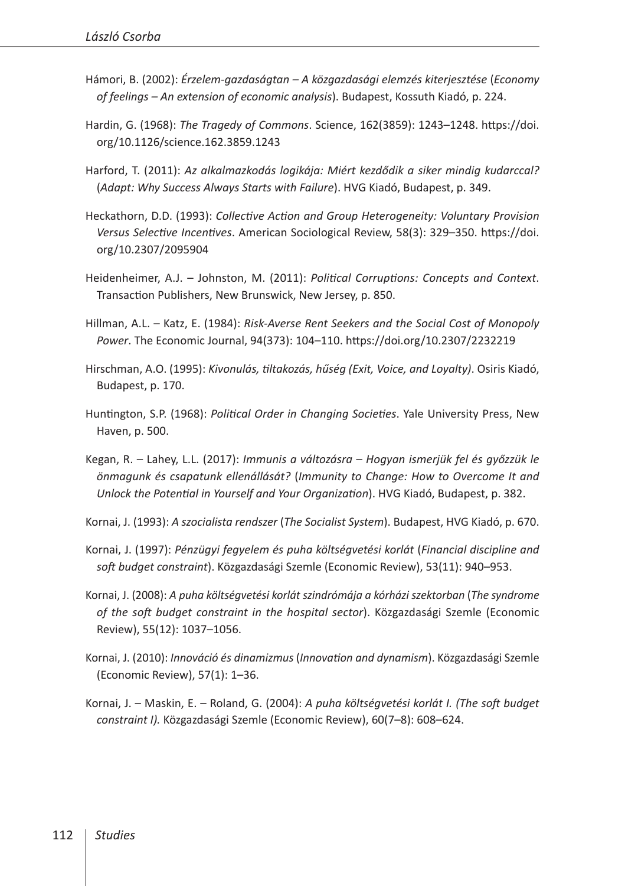Hámori, B. (2002): *Érzelem-gazdaságtan – A közgazdasági elemzés kiterjesztése* (*Economy of feelings – An extension of economic analysis*). Budapest, Kossuth Kiadó, p. 224.

Hardin, G. (1968): *The Tragedy of Commons*. Science, 162(3859): 1243–1248. https://doi.org/10.1126/science.162.3859.1243

Harford, T. (2011): *Az alkalmazkodás logikája: Miért kezdődik a siker mindig kudarccal?* (*Adapt: Why Success Always Starts with Failure*). HVG Kiadó, Budapest, p. 349.

Heckathorn, D.D. (1993): *Collective Action and Group Heterogeneity: Voluntary Provision Versus Selective Incentives*. American Sociological Review, 58(3): 329–350. https://doi.org/10.2307/2095904

Heidenheimer, A.J. – Johnston, M. (2011): *Political Corruptions: Concepts and Context*. Transaction Publishers, New Brunswick, New Jersey, p. 850.

Hillman, A.L. – Katz, E. (1984): *Risk-Averse Rent Seekers and the Social Cost of Monopoly Power*. The Economic Journal, 94(373): 104–110. https://doi.org/10.2307/2232219

Hirschman, A.O. (1995): *Kivonulás, tiltakozás, hűség (Exit, Voice, and Loyalty)*. Osiris Kiadó, Budapest, p. 170.

Huntington, S.P. (1968): *Political Order in Changing Societies*. Yale University Press, New Haven, p. 500.

Kegan, R. – Lahey, L.L. (2017): *Immunis a változásra – Hogyan ismerjük fel és győzzük le önmagunk és csapatunk ellenállását?* (*Immunity to Change: How to Overcome It and Unlock the Potential in Yourself and Your Organization*). HVG Kiadó, Budapest, p. 382.

Kornai, J. (1993): *A szocialista rendszer* (*The Socialist System*). Budapest, HVG Kiadó, p. 670.

Kornai, J. (1997): *Pénzügyi fegyelem és puha költségvetési korlát* (*Financial discipline and soft budget constraint*). Közgazdasági Szemle (Economic Review), 53(11): 940–953.

Kornai, J. (2008): *A puha költségvetési korlát szindrómája a kórházi szektorban* (*The syndrome of the soft budget constraint in the hospital sector*). Közgazdasági Szemle (Economic Review), 55(12): 1037–1056.

Kornai, J. (2010): *Innováció és dinamizmus* (*Innovation and dynamism*). Közgazdasági Szemle (Economic Review), 57(1): 1–36.

Kornai, J. – Maskin, E. – Roland, G. (2004): *A puha költségvetési korlát I. (The soft budget constraint I).* Közgazdasági Szemle (Economic Review), 60(7–8): 608–624.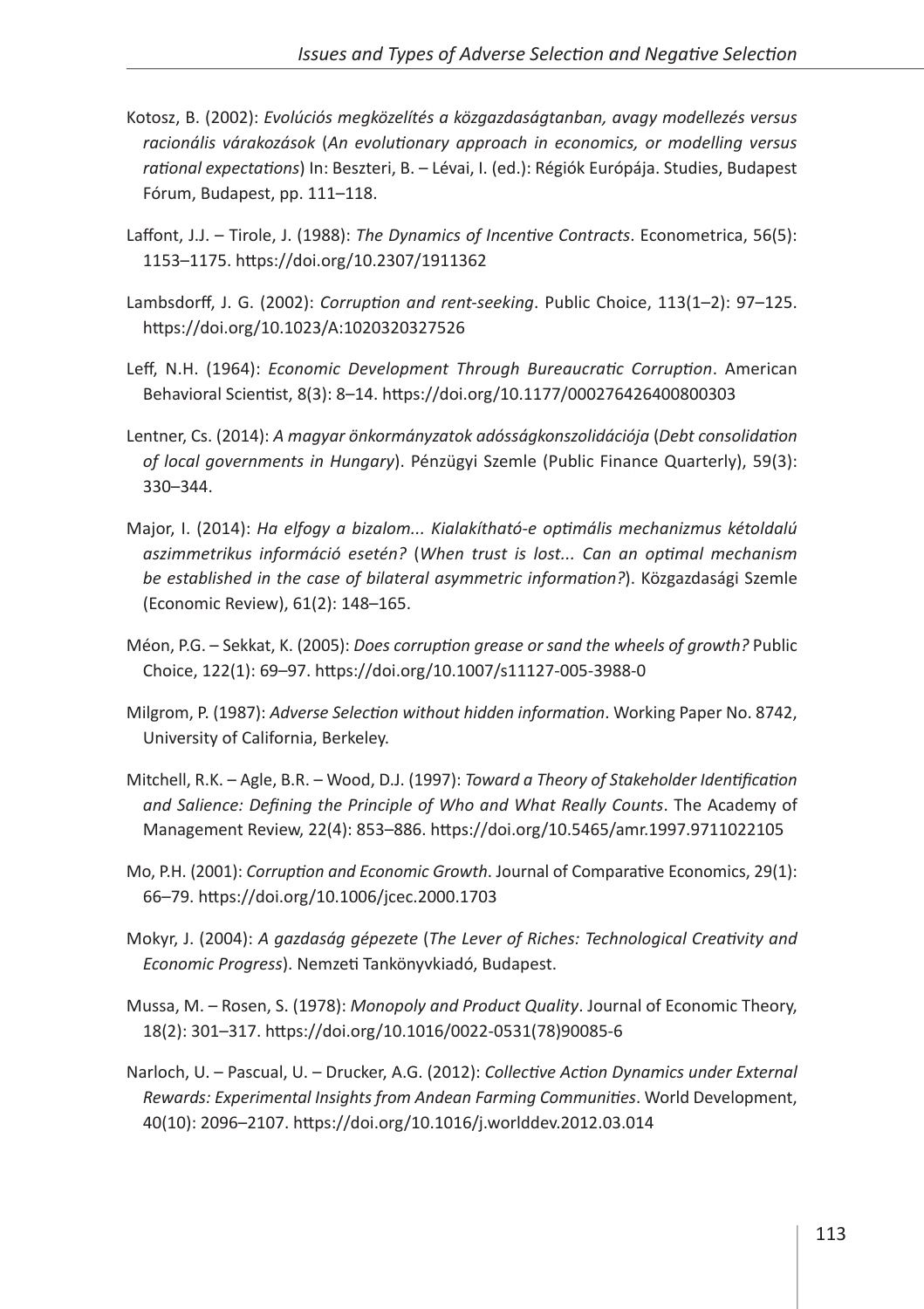Kotosz, B. (2002): *Evolúciós megközelítés a közgazdaságtanban, avagy modellezés versus racionális várakozások* (*An evolutionary approach in economics, or modelling versus rational expectations*) In: Beszteri, B. – Lévai, I. (ed.): Régiók Európája. Studies, Budapest Fórum, Budapest, pp. 111–118.

Laffont, J.J. – Tirole, J. (1988): *The Dynamics of Incentive Contracts*. Econometrica, 56(5): 1153–1175. https://doi.org/10.2307/1911362

Lambsdorff, J. G. (2002): *Corruption and rent-seeking*. Public Choice, 113(1–2): 97–125. https://doi.org/10.1023/A:1020320327526

Leff, N.H. (1964): *Economic Development Through Bureaucratic Corruption*. American Behavioral Scientist, 8(3): 8–14. https://doi.org/10.1177/000276426400800303

Lentner, Cs. (2014): *A magyar önkormányzatok adósságkonszolidációja* (*Debt consolidation of local governments in Hungary*). Pénzügyi Szemle (Public Finance Quarterly), 59(3): 330–344.

Major, I. (2014): *Ha elfogy a bizalom... Kialakítható-e optimális mechanizmus kétoldalú aszimmetrikus információ esetén?* (*When trust is lost... Can an optimal mechanism be established in the case of bilateral asymmetric information?*). Közgazdasági Szemle (Economic Review), 61(2): 148–165.

Méon, P.G. – Sekkat, K. (2005): *Does corruption grease or sand the wheels of growth?* Public Choice, 122(1): 69–97. https://doi.org/10.1007/s11127-005-3988-0

Milgrom, P. (1987): *Adverse Selection without hidden information*. Working Paper No. 8742, University of California, Berkeley.

Mitchell, R.K. – Agle, B.R. – Wood, D.J. (1997): *Toward a Theory of Stakeholder Identification and Salience: Defining the Principle of Who and What Really Counts*. The Academy of Management Review, 22(4): 853–886. https://doi.org/10.5465/amr.1997.9711022105

Mo, P.H. (2001): *Corruption and Economic Growth*. Journal of Comparative Economics, 29(1): 66–79. https://doi.org/10.1006/jcec.2000.1703

Mokyr, J. (2004): *A gazdaság gépezete* (*The Lever of Riches: Technological Creativity and Economic Progress*). Nemzeti Tankönyvkiadó, Budapest.

Mussa, M. – Rosen, S. (1978): *Monopoly and Product Quality*. Journal of Economic Theory, 18(2): 301–317. https://doi.org/10.1016/0022-0531(78)90085-6

Narloch, U. – Pascual, U. – Drucker, A.G. (2012): *Collective Action Dynamics under External Rewards: Experimental Insights from Andean Farming Communities*. World Development, 40(10): 2096–2107. https://doi.org/10.1016/j.worlddev.2012.03.014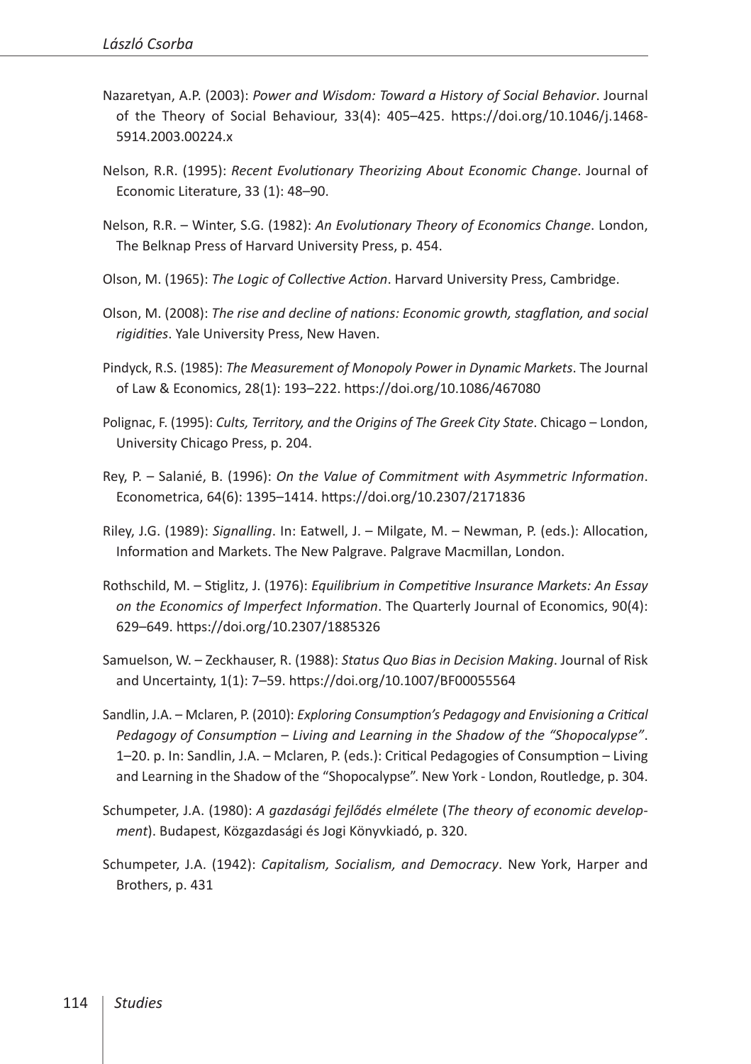Nazaretyan, A.P. (2003): *Power and Wisdom: Toward a History of Social Behavior*. Journal of the Theory of Social Behaviour, 33(4): 405–425. https://doi.org/10.1046/j.1468-5914.2003.00224.x

Nelson, R.R. (1995): *Recent Evolutionary Theorizing About Economic Change*. Journal of Economic Literature, 33 (1): 48–90.

Nelson, R.R. – Winter, S.G. (1982): *An Evolutionary Theory of Economics Change*. London, The Belknap Press of Harvard University Press, p. 454.

Olson, M. (1965): *The Logic of Collective Action*. Harvard University Press, Cambridge.

Olson, M. (2008): *The rise and decline of nations: Economic growth, stagflation, and social rigidities*. Yale University Press, New Haven.

Pindyck, R.S. (1985): *The Measurement of Monopoly Power in Dynamic Markets*. The Journal of Law & Economics, 28(1): 193–222. https://doi.org/10.1086/467080

Polignac, F. (1995): *Cults, Territory, and the Origins of The Greek City State*. Chicago – London, University Chicago Press, p. 204.

Rey, P. – Salanié, B. (1996): *On the Value of Commitment with Asymmetric Information*. Econometrica, 64(6): 1395–1414. https://doi.org/10.2307/2171836

Riley, J.G. (1989): *Signalling*. In: Eatwell, J. – Milgate, M. – Newman, P. (eds.): Allocation, Information and Markets. The New Palgrave. Palgrave Macmillan, London.

Rothschild, M. – Stiglitz, J. (1976): *Equilibrium in Competitive Insurance Markets: An Essay on the Economics of Imperfect Information*. The Quarterly Journal of Economics, 90(4): 629–649. https://doi.org/10.2307/1885326

Samuelson, W. – Zeckhauser, R. (1988): *Status Quo Bias in Decision Making*. Journal of Risk and Uncertainty, 1(1): 7–59. https://doi.org/10.1007/BF00055564

Sandlin, J.A. – Mclaren, P. (2010): *Exploring Consumption's Pedagogy and Envisioning a Critical Pedagogy of Consumption – Living and Learning in the Shadow of the "Shopocalypse"*. 1–20. p. In: Sandlin, J.A. – Mclaren, P. (eds.): Critical Pedagogies of Consumption – Living and Learning in the Shadow of the "Shopocalypse". New York - London, Routledge, p. 304.

Schumpeter, J.A. (1980): *A gazdasági fejlődés elmélete* (*The theory of economic development*). Budapest, Közgazdasági és Jogi Könyvkiadó, p. 320.

Schumpeter, J.A. (1942): *Capitalism, Socialism, and Democracy*. New York, Harper and Brothers, p. 431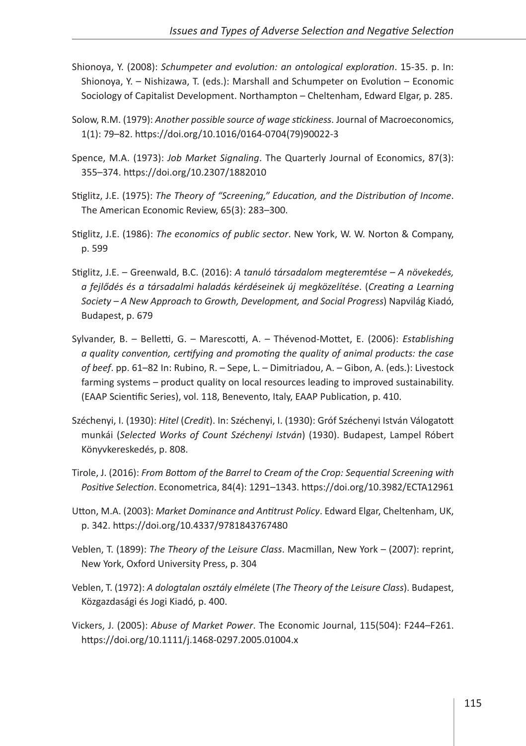Shionoya, Y. (2008): *Schumpeter and evolution: an ontological exploration*. 15-35. p. In: Shionoya, Y. – Nishizawa, T. (eds.): Marshall and Schumpeter on Evolution – Economic Sociology of Capitalist Development. Northampton – Cheltenham, Edward Elgar, p. 285.

Solow, R.M. (1979): *Another possible source of wage stickiness*. Journal of Macroeconomics, 1(1): 79–82. https://doi.org/10.1016/0164-0704(79)90022-3

Spence, M.A. (1973): *Job Market Signaling*. The Quarterly Journal of Economics, 87(3): 355–374. https://doi.org/10.2307/1882010

Stiglitz, J.E. (1975): *The Theory of "Screening," Education, and the Distribution of Income*. The American Economic Review, 65(3): 283–300.

Stiglitz, J.E. (1986): *The economics of public sector*. New York, W. W. Norton & Company, p. 599

Stiglitz, J.E. – Greenwald, B.C. (2016): *A tanuló társadalom megteremtése – A növekedés, a fejlődés és a társadalmi haladás kérdéseinek új megközelítése*. (*Creating a Learning Society – A New Approach to Growth, Development, and Social Progress*) Napvilág Kiadó, Budapest, p. 679

Sylvander, B. – Belletti, G. – Marescotti, A. – Thévenod-Mottet, E. (2006): *Establishing a quality convention, certifying and promoting the quality of animal products: the case of beef*. pp. 61–82 In: Rubino, R. – Sepe, L. – Dimitriadou, A. – Gibon, A. (eds.): Livestock farming systems – product quality on local resources leading to improved sustainability. (EAAP Scientific Series), vol. 118, Benevento, Italy, EAAP Publication, p. 410.

Széchenyi, I. (1930): *Hitel* (*Credit*). In: Széchenyi, I. (1930): Gróf Széchenyi István Válogatott munkái (*Selected Works of Count Széchenyi István*) (1930). Budapest, Lampel Róbert Könyvkereskedés, p. 808.

Tirole, J. (2016): *From Bottom of the Barrel to Cream of the Crop: Sequential Screening with Positive Selection*. Econometrica, 84(4): 1291–1343. https://doi.org/10.3982/ECTA12961

Utton, M.A. (2003): *Market Dominance and Antitrust Policy*. Edward Elgar, Cheltenham, UK, p. 342. https://doi.org/10.4337/9781843767480

Veblen, T. (1899): *The Theory of the Leisure Class*. Macmillan, New York – (2007): reprint, New York, Oxford University Press, p. 304

Veblen, T. (1972): *A dologtalan osztály elmélete* (*The Theory of the Leisure Class*). Budapest, Közgazdasági és Jogi Kiadó, p. 400.

Vickers, J. (2005): *Abuse of Market Power*. The Economic Journal, 115(504): F244–F261. https://doi.org/10.1111/j.1468-0297.2005.01004.x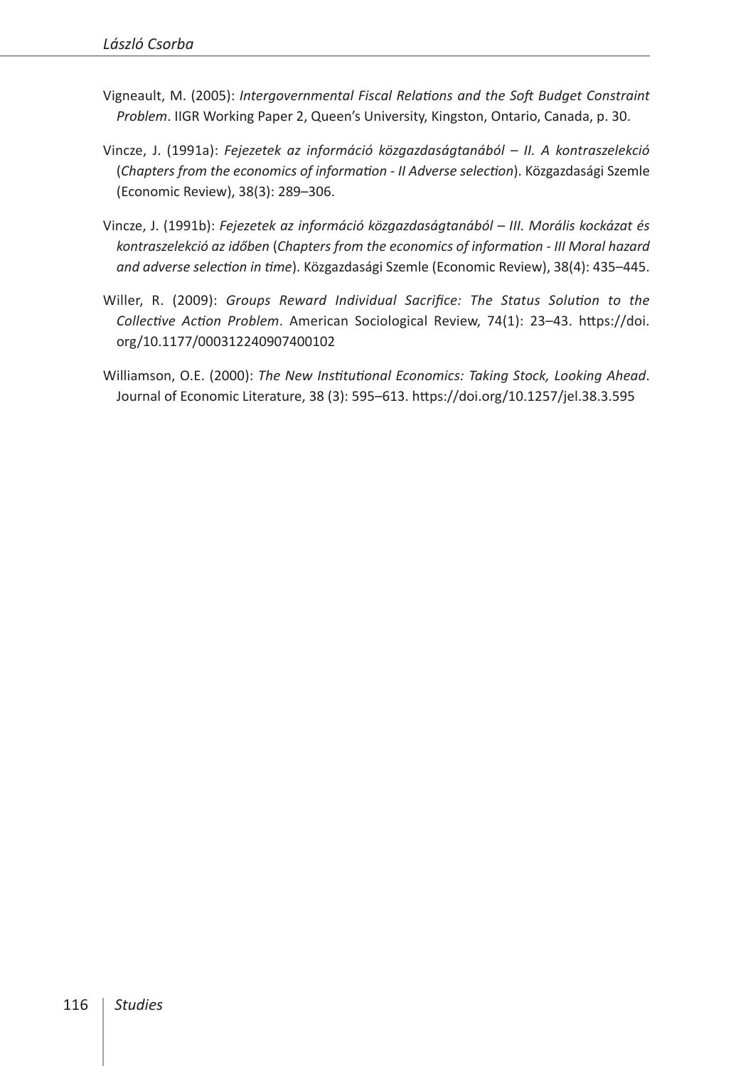Vigneault, M. (2005): *Intergovernmental Fiscal Relations and the Soft Budget Constraint Problem*. IIGR Working Paper 2, Queen's University, Kingston, Ontario, Canada, p. 30.

Vincze, J. (1991a): *Fejezetek az információ közgazdaságtanából – II. A kontraszelekció* (*Chapters from the economics of information - II Adverse selection*). Közgazdasági Szemle (Economic Review), 38(3): 289–306.

Vincze, J. (1991b): *Fejezetek az információ közgazdaságtanából – III. Morális kockázat és kontraszelekció az időben* (*Chapters from the economics of information - III Moral hazard and adverse selection in time*). Közgazdasági Szemle (Economic Review), 38(4): 435–445.

Willer, R. (2009): *Groups Reward Individual Sacrifice: The Status Solution to the Collective Action Problem*. American Sociological Review, 74(1): 23–43. https://doi.org/10.1177/000312240907400102

Williamson, O.E. (2000): *The New Institutional Economics: Taking Stock, Looking Ahead*. Journal of Economic Literature, 38 (3): 595–613. https://doi.org/10.1257/jel.38.3.595